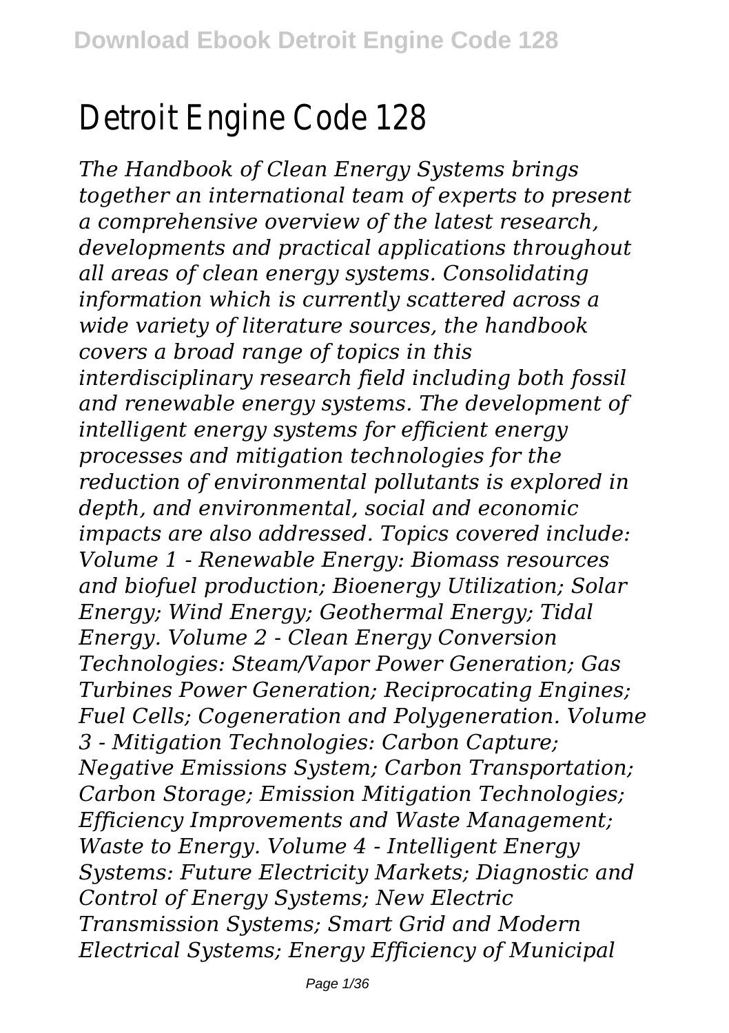# Detroit Engine Code 128

*The Handbook of Clean Energy Systems brings together an international team of experts to present a comprehensive overview of the latest research, developments and practical applications throughout all areas of clean energy systems. Consolidating information which is currently scattered across a wide variety of literature sources, the handbook covers a broad range of topics in this interdisciplinary research field including both fossil and renewable energy systems. The development of intelligent energy systems for efficient energy processes and mitigation technologies for the reduction of environmental pollutants is explored in depth, and environmental, social and economic impacts are also addressed. Topics covered include: Volume 1 - Renewable Energy: Biomass resources and biofuel production; Bioenergy Utilization; Solar Energy; Wind Energy; Geothermal Energy; Tidal Energy. Volume 2 - Clean Energy Conversion Technologies: Steam/Vapor Power Generation; Gas Turbines Power Generation; Reciprocating Engines; Fuel Cells; Cogeneration and Polygeneration. Volume 3 - Mitigation Technologies: Carbon Capture; Negative Emissions System; Carbon Transportation; Carbon Storage; Emission Mitigation Technologies; Efficiency Improvements and Waste Management; Waste to Energy. Volume 4 - Intelligent Energy Systems: Future Electricity Markets; Diagnostic and Control of Energy Systems; New Electric Transmission Systems; Smart Grid and Modern Electrical Systems; Energy Efficiency of Municipal*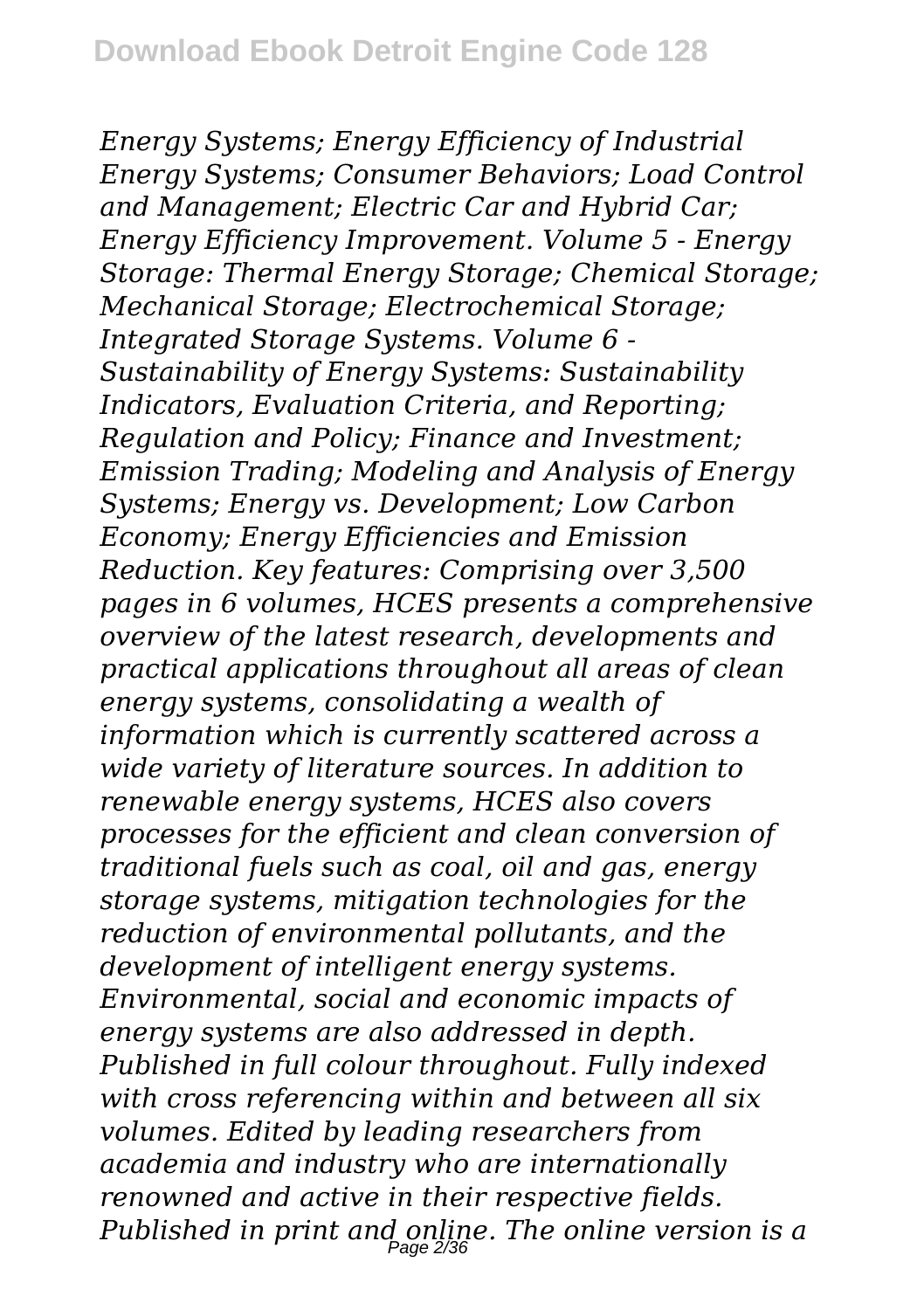*Energy Systems; Energy Efficiency of Industrial Energy Systems; Consumer Behaviors; Load Control and Management; Electric Car and Hybrid Car; Energy Efficiency Improvement. Volume 5 - Energy Storage: Thermal Energy Storage; Chemical Storage; Mechanical Storage; Electrochemical Storage; Integrated Storage Systems. Volume 6 - Sustainability of Energy Systems: Sustainability Indicators, Evaluation Criteria, and Reporting; Regulation and Policy; Finance and Investment; Emission Trading; Modeling and Analysis of Energy Systems; Energy vs. Development; Low Carbon Economy; Energy Efficiencies and Emission Reduction. Key features: Comprising over 3,500 pages in 6 volumes, HCES presents a comprehensive overview of the latest research, developments and practical applications throughout all areas of clean energy systems, consolidating a wealth of information which is currently scattered across a wide variety of literature sources. In addition to renewable energy systems, HCES also covers processes for the efficient and clean conversion of traditional fuels such as coal, oil and gas, energy storage systems, mitigation technologies for the reduction of environmental pollutants, and the development of intelligent energy systems. Environmental, social and economic impacts of energy systems are also addressed in depth. Published in full colour throughout. Fully indexed with cross referencing within and between all six volumes. Edited by leading researchers from academia and industry who are internationally renowned and active in their respective fields. Published in print and online. The online version is a*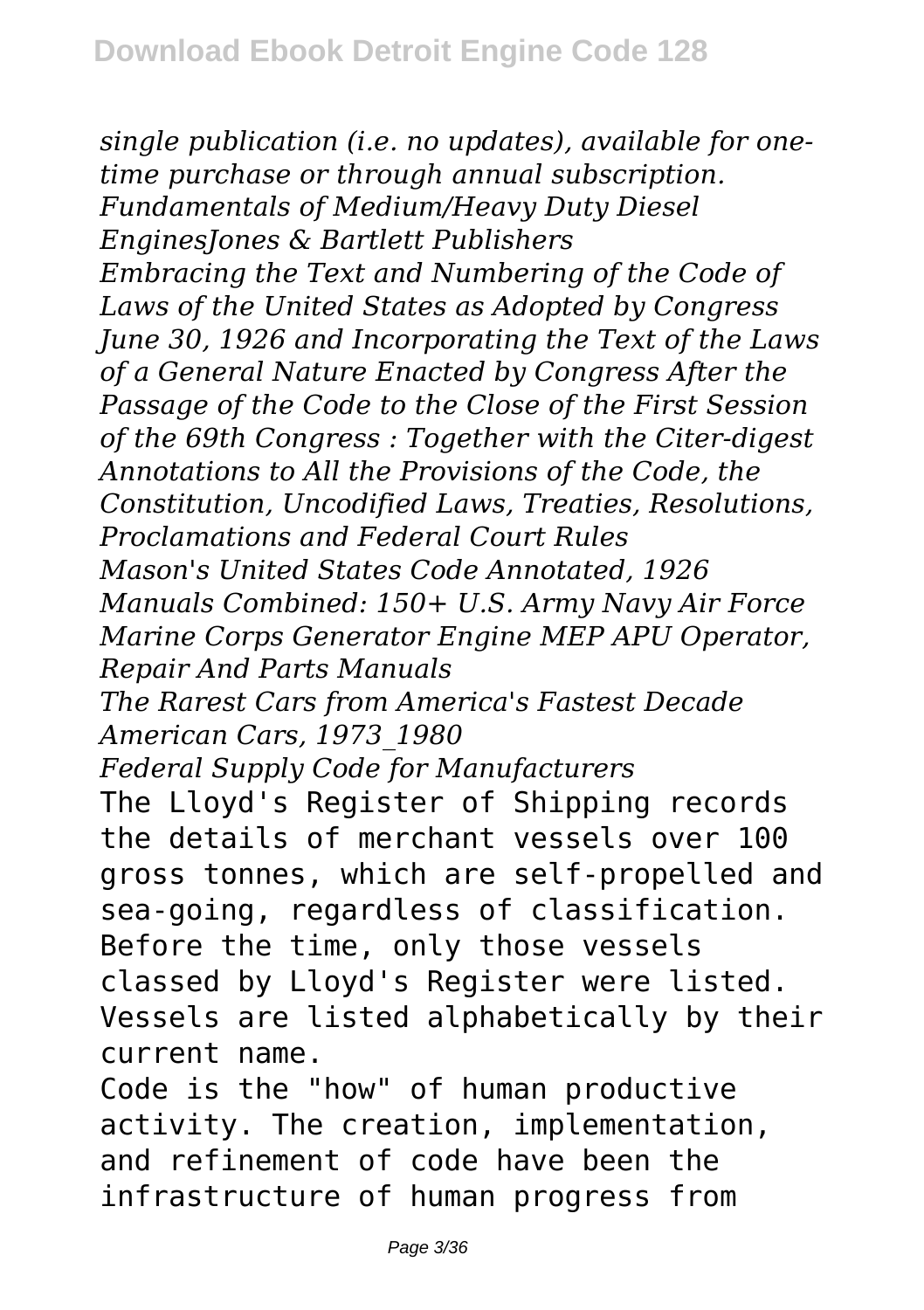*single publication (i.e. no updates), available for one-time purchase or through annual subscription.*
*Fundamentals of Medium/Heavy Duty Diesel EnginesJones & Bartlett Publishers*
*Embracing the Text and Numbering of the Code of Laws of the United States as Adopted by Congress June 30, 1926 and Incorporating the Text of the Laws of a General Nature Enacted by Congress After the Passage of the Code to the Close of the First Session of the 69th Congress : Together with the Citer-digest Annotations to All the Provisions of the Code, the Constitution, Uncodified Laws, Treaties, Resolutions, Proclamations and Federal Court Rules*
*Mason's United States Code Annotated, 1926*
*Manuals Combined: 150+ U.S. Army Navy Air Force Marine Corps Generator Engine MEP APU Operator, Repair And Parts Manuals*
*The Rarest Cars from America's Fastest Decade*
*American Cars, 1973_1980*
*Federal Supply Code for Manufacturers*

The Lloyd's Register of Shipping records the details of merchant vessels over 100 gross tonnes, which are self-propelled and sea-going, regardless of classification. Before the time, only those vessels classed by Lloyd's Register were listed. Vessels are listed alphabetically by their current name.

Code is the "how" of human productive activity. The creation, implementation, and refinement of code have been the infrastructure of human progress from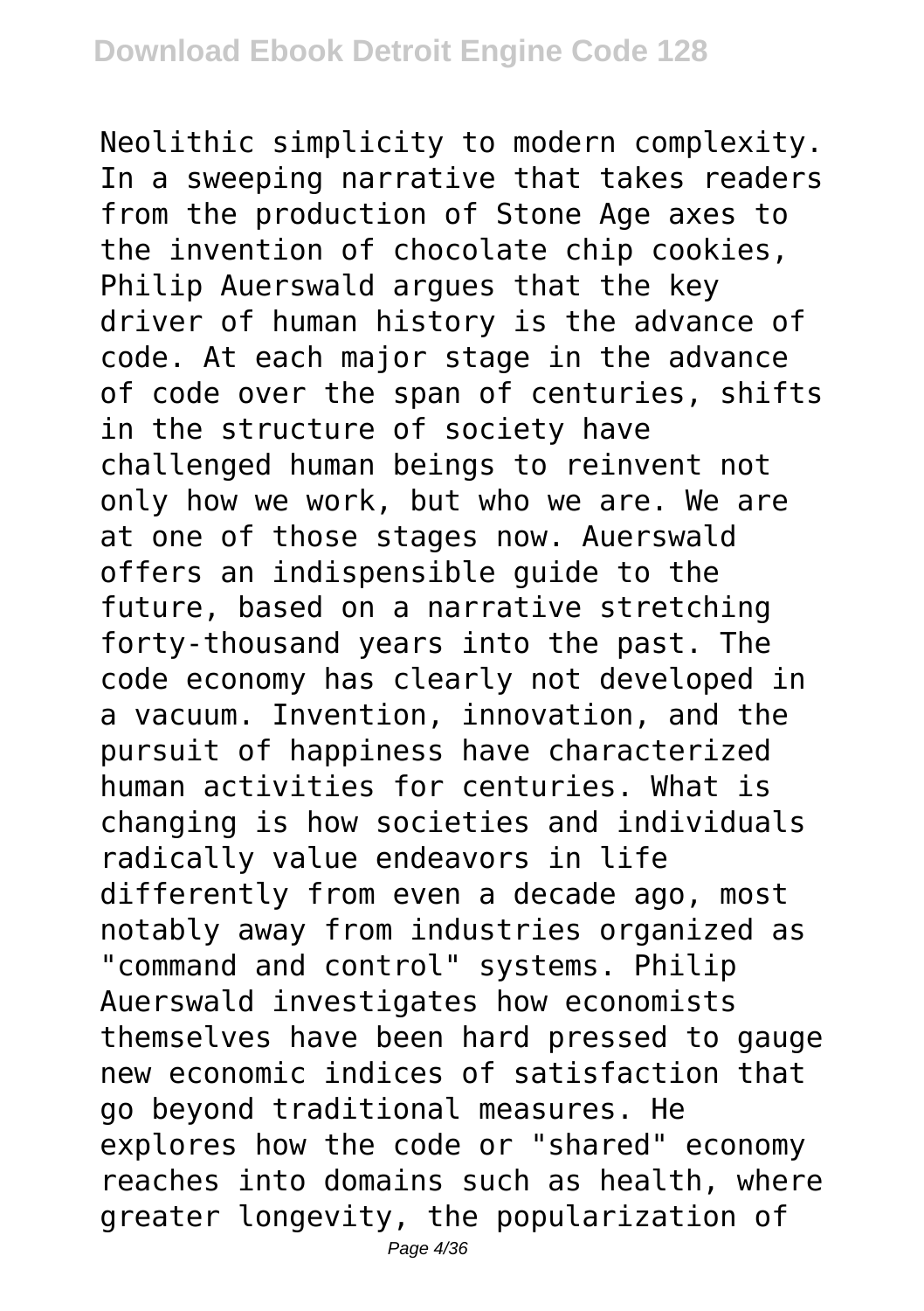Neolithic simplicity to modern complexity. In a sweeping narrative that takes readers from the production of Stone Age axes to the invention of chocolate chip cookies, Philip Auerswald argues that the key driver of human history is the advance of code. At each major stage in the advance of code over the span of centuries, shifts in the structure of society have challenged human beings to reinvent not only how we work, but who we are. We are at one of those stages now. Auerswald offers an indispensible guide to the future, based on a narrative stretching forty-thousand years into the past. The code economy has clearly not developed in a vacuum. Invention, innovation, and the pursuit of happiness have characterized human activities for centuries. What is changing is how societies and individuals radically value endeavors in life differently from even a decade ago, most notably away from industries organized as "command and control" systems. Philip Auerswald investigates how economists themselves have been hard pressed to gauge new economic indices of satisfaction that go beyond traditional measures. He explores how the code or "shared" economy reaches into domains such as health, where greater longevity, the popularization of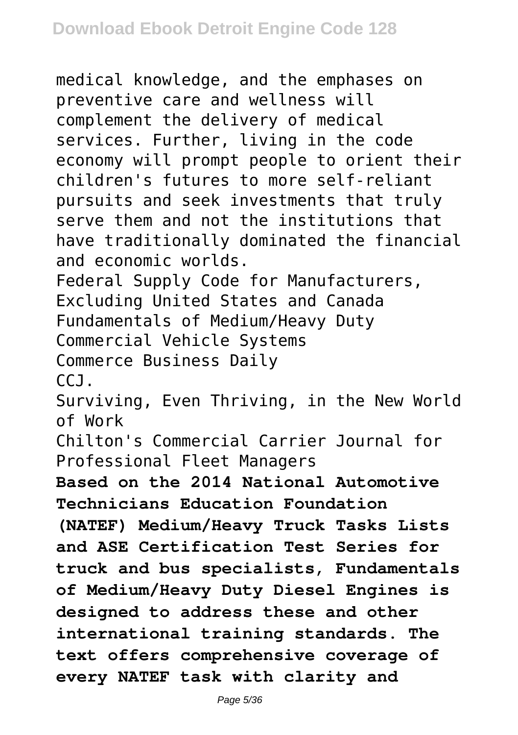medical knowledge, and the emphases on preventive care and wellness will complement the delivery of medical services. Further, living in the code economy will prompt people to orient their children's futures to more self-reliant pursuits and seek investments that truly serve them and not the institutions that have traditionally dominated the financial and economic worlds.

Federal Supply Code for Manufacturers, Excluding United States and Canada

Fundamentals of Medium/Heavy Duty Commercial Vehicle Systems

Commerce Business Daily

CCJ.

Surviving, Even Thriving, in the New World of Work

Chilton's Commercial Carrier Journal for Professional Fleet Managers

**Based on the 2014 National Automotive Technicians Education Foundation (NATEF) Medium/Heavy Truck Tasks Lists and ASE Certification Test Series for truck and bus specialists, Fundamentals of Medium/Heavy Duty Diesel Engines is designed to address these and other international training standards. The text offers comprehensive coverage of every NATEF task with clarity and**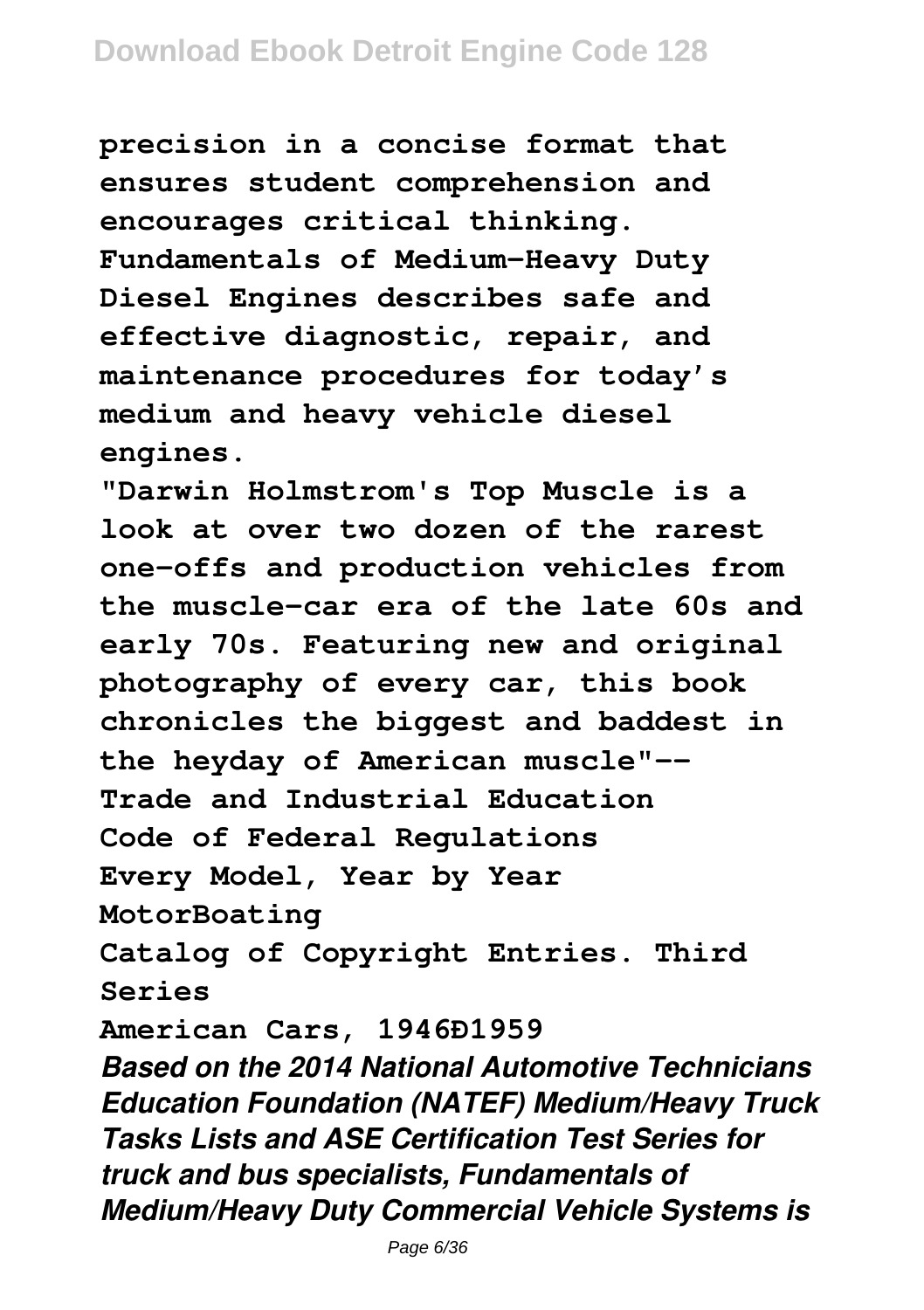**precision in a concise format that ensures student comprehension and encourages critical thinking. Fundamentals of Medium-Heavy Duty Diesel Engines describes safe and effective diagnostic, repair, and maintenance procedures for today's medium and heavy vehicle diesel engines.**

**"Darwin Holmstrom's Top Muscle is a look at over two dozen of the rarest one-offs and production vehicles from the muscle-car era of the late 60s and early 70s. Featuring new and original photography of every car, this book chronicles the biggest and baddest in the heyday of American muscle"--**

**Trade and Industrial Education**

**Code of Federal Regulations**

**Every Model, Year by Year**

**MotorBoating**

**Catalog of Copyright Entries. Third Series**

**American Cars, 1946Ð1959**

***Based on the 2014 National Automotive Technicians Education Foundation (NATEF) Medium/Heavy Truck Tasks Lists and ASE Certification Test Series for truck and bus specialists, Fundamentals of Medium/Heavy Duty Commercial Vehicle Systems is***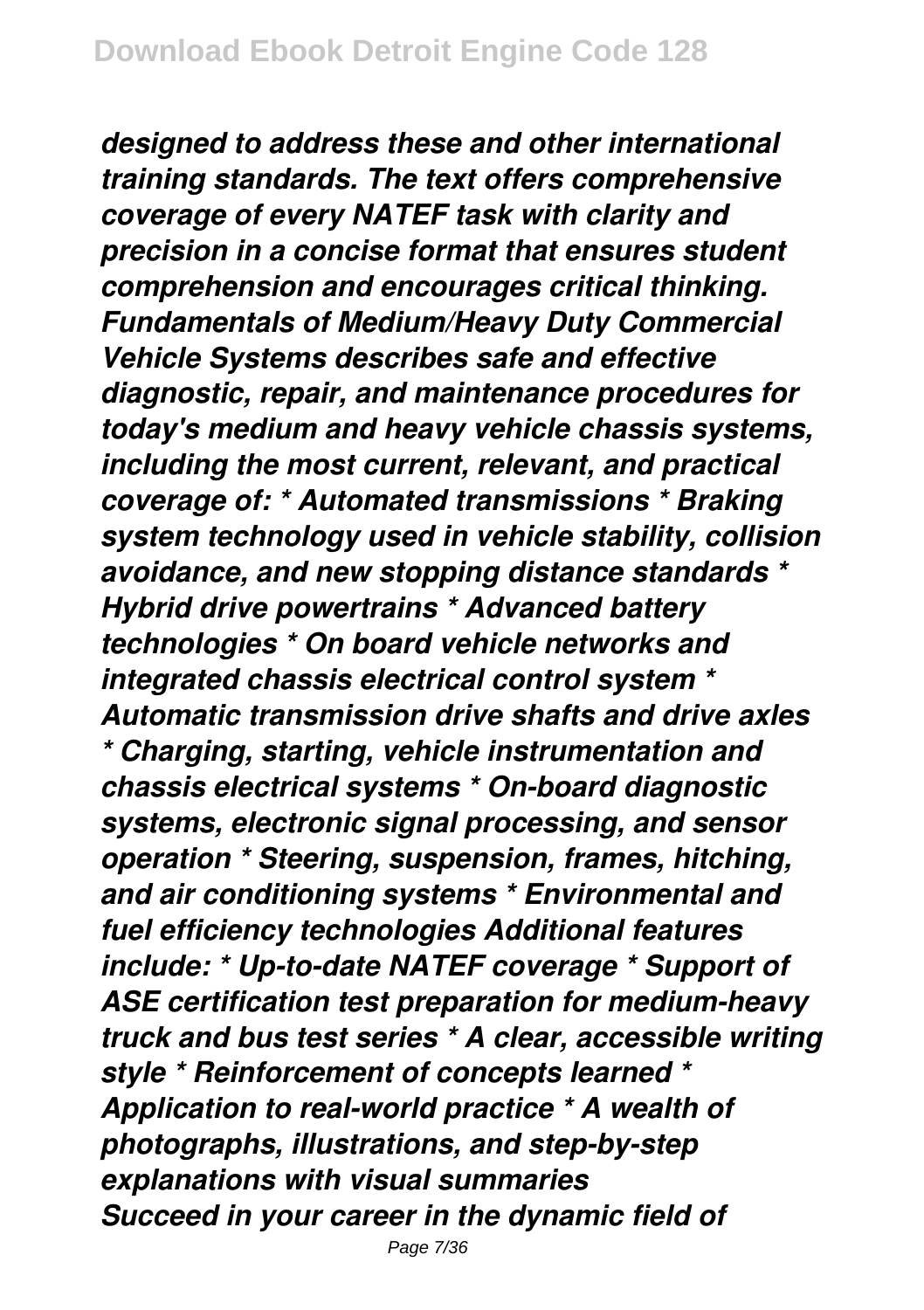*designed to address these and other international training standards. The text offers comprehensive coverage of every NATEF task with clarity and precision in a concise format that ensures student comprehension and encourages critical thinking. Fundamentals of Medium/Heavy Duty Commercial Vehicle Systems describes safe and effective diagnostic, repair, and maintenance procedures for today's medium and heavy vehicle chassis systems, including the most current, relevant, and practical coverage of: * Automated transmissions * Braking system technology used in vehicle stability, collision avoidance, and new stopping distance standards * Hybrid drive powertrains * Advanced battery technologies * On board vehicle networks and integrated chassis electrical control system * Automatic transmission drive shafts and drive axles * Charging, starting, vehicle instrumentation and chassis electrical systems * On-board diagnostic systems, electronic signal processing, and sensor operation * Steering, suspension, frames, hitching, and air conditioning systems * Environmental and fuel efficiency technologies Additional features include: * Up-to-date NATEF coverage * Support of ASE certification test preparation for medium-heavy truck and bus test series * A clear, accessible writing style * Reinforcement of concepts learned * Application to real-world practice * A wealth of photographs, illustrations, and step-by-step explanations with visual summaries*

*Succeed in your career in the dynamic field of*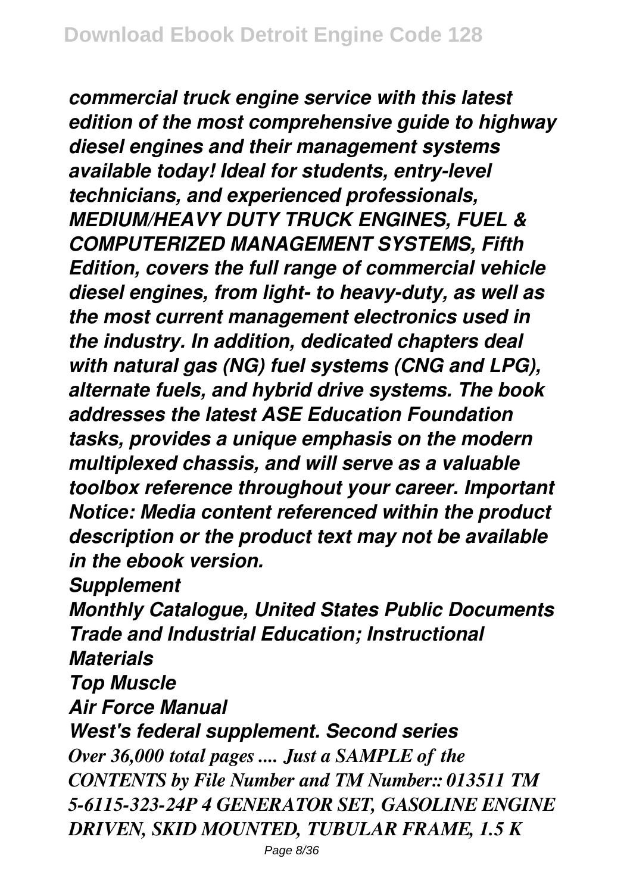*commercial truck engine service with this latest edition of the most comprehensive guide to highway diesel engines and their management systems available today! Ideal for students, entry-level technicians, and experienced professionals, MEDIUM/HEAVY DUTY TRUCK ENGINES, FUEL & COMPUTERIZED MANAGEMENT SYSTEMS, Fifth Edition, covers the full range of commercial vehicle diesel engines, from light- to heavy-duty, as well as the most current management electronics used in the industry. In addition, dedicated chapters deal with natural gas (NG) fuel systems (CNG and LPG), alternate fuels, and hybrid drive systems. The book addresses the latest ASE Education Foundation tasks, provides a unique emphasis on the modern multiplexed chassis, and will serve as a valuable toolbox reference throughout your career. Important Notice: Media content referenced within the product description or the product text may not be available in the ebook version.*

*Supplement*

*Monthly Catalogue, United States Public Documents*

*Trade and Industrial Education; Instructional Materials*

*Top Muscle*

*Air Force Manual*

*West's federal supplement. Second series*

*Over 36,000 total pages .... Just a SAMPLE of the CONTENTS by File Number and TM Number:: 013511 TM 5-6115-323-24P 4 GENERATOR SET, GASOLINE ENGINE DRIVEN, SKID MOUNTED, TUBULAR FRAME, 1.5 K*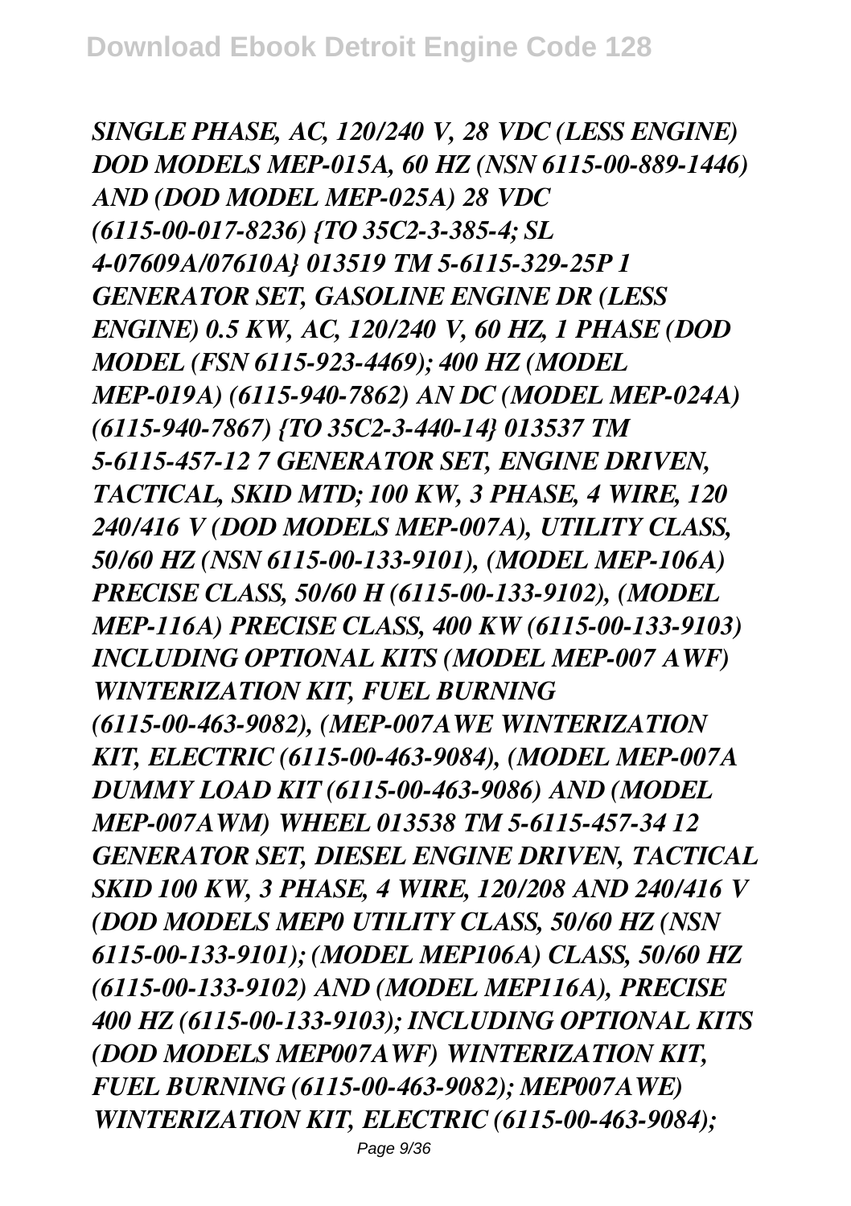*SINGLE PHASE, AC, 120/240 V, 28 VDC (LESS ENGINE) DOD MODELS MEP-015A, 60 HZ (NSN 6115-00-889-1446) AND (DOD MODEL MEP-025A) 28 VDC (6115-00-017-8236) {TO 35C2-3-385-4; SL 4-07609A/07610A} 013519 TM 5-6115-329-25P 1 GENERATOR SET, GASOLINE ENGINE DR (LESS ENGINE) 0.5 KW, AC, 120/240 V, 60 HZ, 1 PHASE (DOD MODEL (FSN 6115-923-4469); 400 HZ (MODEL MEP-019A) (6115-940-7862) AN DC (MODEL MEP-024A) (6115-940-7867) {TO 35C2-3-440-14} 013537 TM 5-6115-457-12 7 GENERATOR SET, ENGINE DRIVEN, TACTICAL, SKID MTD; 100 KW, 3 PHASE, 4 WIRE, 120 240/416 V (DOD MODELS MEP-007A), UTILITY CLASS, 50/60 HZ (NSN 6115-00-133-9101), (MODEL MEP-106A) PRECISE CLASS, 50/60 H (6115-00-133-9102), (MODEL MEP-116A) PRECISE CLASS, 400 KW (6115-00-133-9103) INCLUDING OPTIONAL KITS (MODEL MEP-007 AWF) WINTERIZATION KIT, FUEL BURNING (6115-00-463-9082), (MEP-007AWE WINTERIZATION KIT, ELECTRIC (6115-00-463-9084), (MODEL MEP-007A DUMMY LOAD KIT (6115-00-463-9086) AND (MODEL MEP-007AWM) WHEEL 013538 TM 5-6115-457-34 12 GENERATOR SET, DIESEL ENGINE DRIVEN, TACTICAL SKID 100 KW, 3 PHASE, 4 WIRE, 120/208 AND 240/416 V (DOD MODELS MEP0 UTILITY CLASS, 50/60 HZ (NSN 6115-00-133-9101); (MODEL MEP106A) CLASS, 50/60 HZ (6115-00-133-9102) AND (MODEL MEP116A), PRECISE 400 HZ (6115-00-133-9103); INCLUDING OPTIONAL KITS (DOD MODELS MEP007AWF) WINTERIZATION KIT, FUEL BURNING (6115-00-463-9082); MEP007AWE) WINTERIZATION KIT, ELECTRIC (6115-00-463-9084);*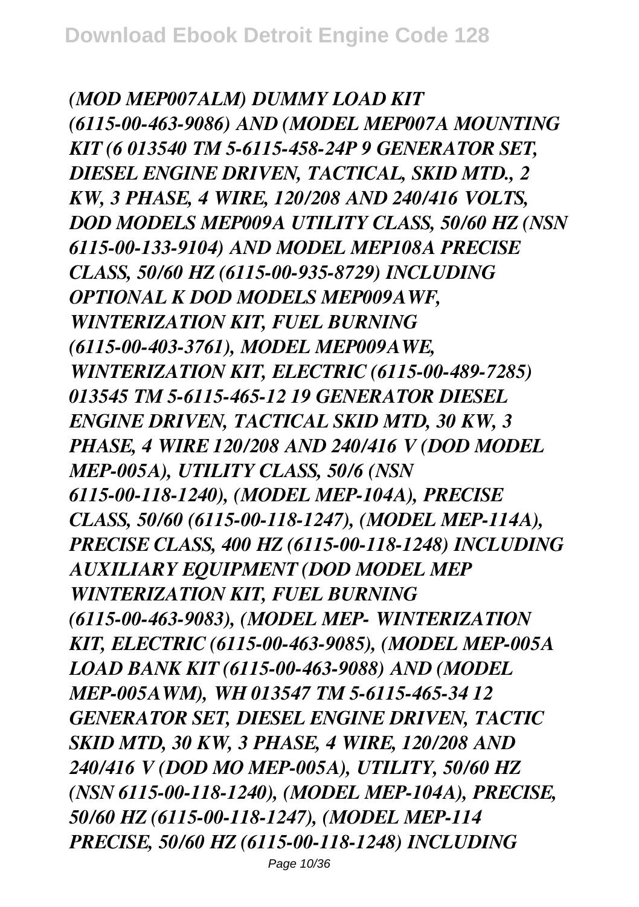*(MOD MEP007ALM) DUMMY LOAD KIT (6115-00-463-9086) AND (MODEL MEP007A MOUNTING KIT (6 013540 TM 5-6115-458-24P 9 GENERATOR SET, DIESEL ENGINE DRIVEN, TACTICAL, SKID MTD., 2 KW, 3 PHASE, 4 WIRE, 120/208 AND 240/416 VOLTS, DOD MODELS MEP009A UTILITY CLASS, 50/60 HZ (NSN 6115-00-133-9104) AND MODEL MEP108A PRECISE CLASS, 50/60 HZ (6115-00-935-8729) INCLUDING OPTIONAL K DOD MODELS MEP009AWF, WINTERIZATION KIT, FUEL BURNING (6115-00-403-3761), MODEL MEP009AWE, WINTERIZATION KIT, ELECTRIC (6115-00-489-7285) 013545 TM 5-6115-465-12 19 GENERATOR DIESEL ENGINE DRIVEN, TACTICAL SKID MTD, 30 KW, 3 PHASE, 4 WIRE 120/208 AND 240/416 V (DOD MODEL MEP-005A), UTILITY CLASS, 50/6 (NSN 6115-00-118-1240), (MODEL MEP-104A), PRECISE CLASS, 50/60 (6115-00-118-1247), (MODEL MEP-114A), PRECISE CLASS, 400 HZ (6115-00-118-1248) INCLUDING AUXILIARY EQUIPMENT (DOD MODEL MEP WINTERIZATION KIT, FUEL BURNING (6115-00-463-9083), (MODEL MEP- WINTERIZATION KIT, ELECTRIC (6115-00-463-9085), (MODEL MEP-005A LOAD BANK KIT (6115-00-463-9088) AND (MODEL MEP-005AWM), WH 013547 TM 5-6115-465-34 12 GENERATOR SET, DIESEL ENGINE DRIVEN, TACTIC SKID MTD, 30 KW, 3 PHASE, 4 WIRE, 120/208 AND 240/416 V (DOD MO MEP-005A), UTILITY, 50/60 HZ (NSN 6115-00-118-1240), (MODEL MEP-104A), PRECISE, 50/60 HZ (6115-00-118-1247), (MODEL MEP-114 PRECISE, 50/60 HZ (6115-00-118-1248) INCLUDING*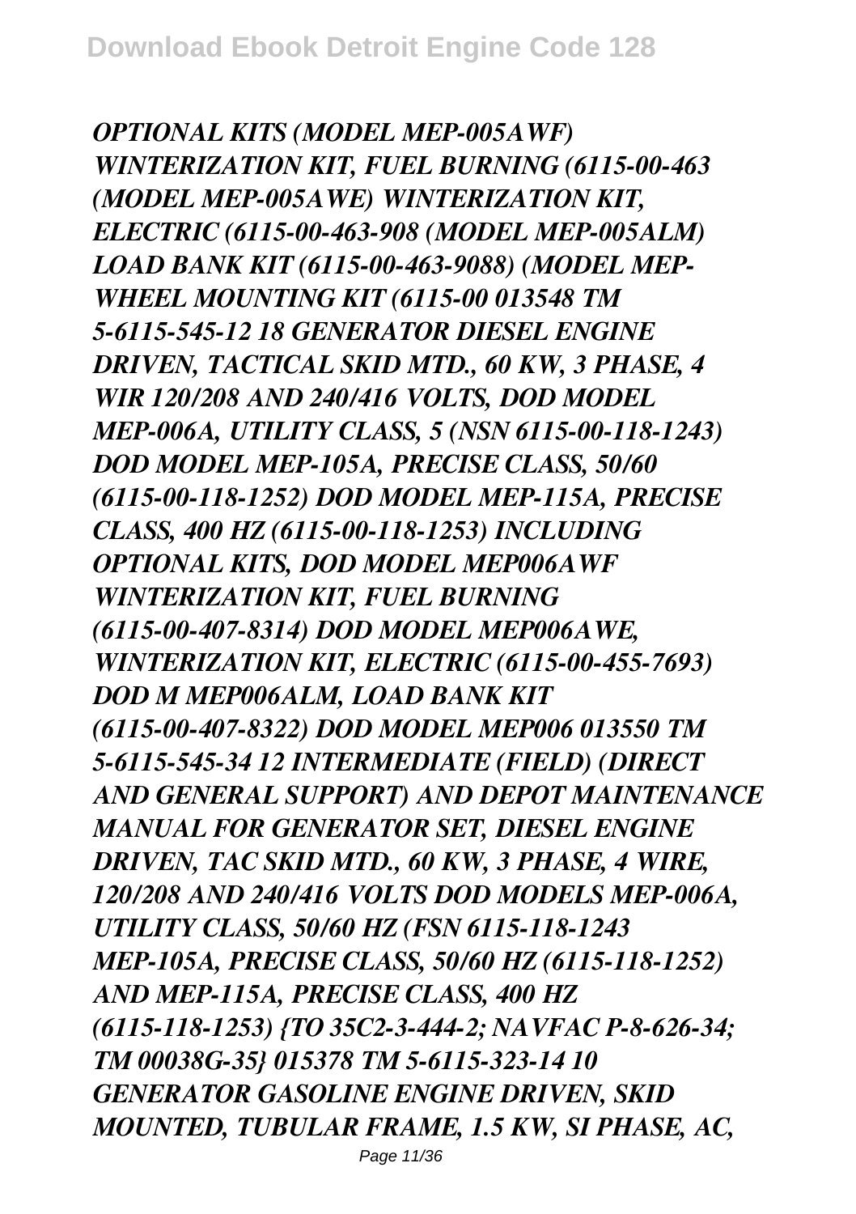*OPTIONAL KITS (MODEL MEP-005AWF) WINTERIZATION KIT, FUEL BURNING (6115-00-463 (MODEL MEP-005AWE) WINTERIZATION KIT, ELECTRIC (6115-00-463-908 (MODEL MEP-005ALM) LOAD BANK KIT (6115-00-463-9088) (MODEL MEP-WHEEL MOUNTING KIT (6115-00 013548 TM 5-6115-545-12 18 GENERATOR DIESEL ENGINE DRIVEN, TACTICAL SKID MTD., 60 KW, 3 PHASE, 4 WIR 120/208 AND 240/416 VOLTS, DOD MODEL MEP-006A, UTILITY CLASS, 5 (NSN 6115-00-118-1243) DOD MODEL MEP-105A, PRECISE CLASS, 50/60 (6115-00-118-1252) DOD MODEL MEP-115A, PRECISE CLASS, 400 HZ (6115-00-118-1253) INCLUDING OPTIONAL KITS, DOD MODEL MEP006AWF WINTERIZATION KIT, FUEL BURNING (6115-00-407-8314) DOD MODEL MEP006AWE, WINTERIZATION KIT, ELECTRIC (6115-00-455-7693) DOD M MEP006ALM, LOAD BANK KIT (6115-00-407-8322) DOD MODEL MEP006 013550 TM 5-6115-545-34 12 INTERMEDIATE (FIELD) (DIRECT AND GENERAL SUPPORT) AND DEPOT MAINTENANCE MANUAL FOR GENERATOR SET, DIESEL ENGINE DRIVEN, TAC SKID MTD., 60 KW, 3 PHASE, 4 WIRE, 120/208 AND 240/416 VOLTS DOD MODELS MEP-006A, UTILITY CLASS, 50/60 HZ (FSN 6115-118-1243 MEP-105A, PRECISE CLASS, 50/60 HZ (6115-118-1252) AND MEP-115A, PRECISE CLASS, 400 HZ (6115-118-1253) {TO 35C2-3-444-2; NAVFAC P-8-626-34; TM 00038G-35} 015378 TM 5-6115-323-14 10 GENERATOR GASOLINE ENGINE DRIVEN, SKID MOUNTED, TUBULAR FRAME, 1.5 KW, SI PHASE, AC,*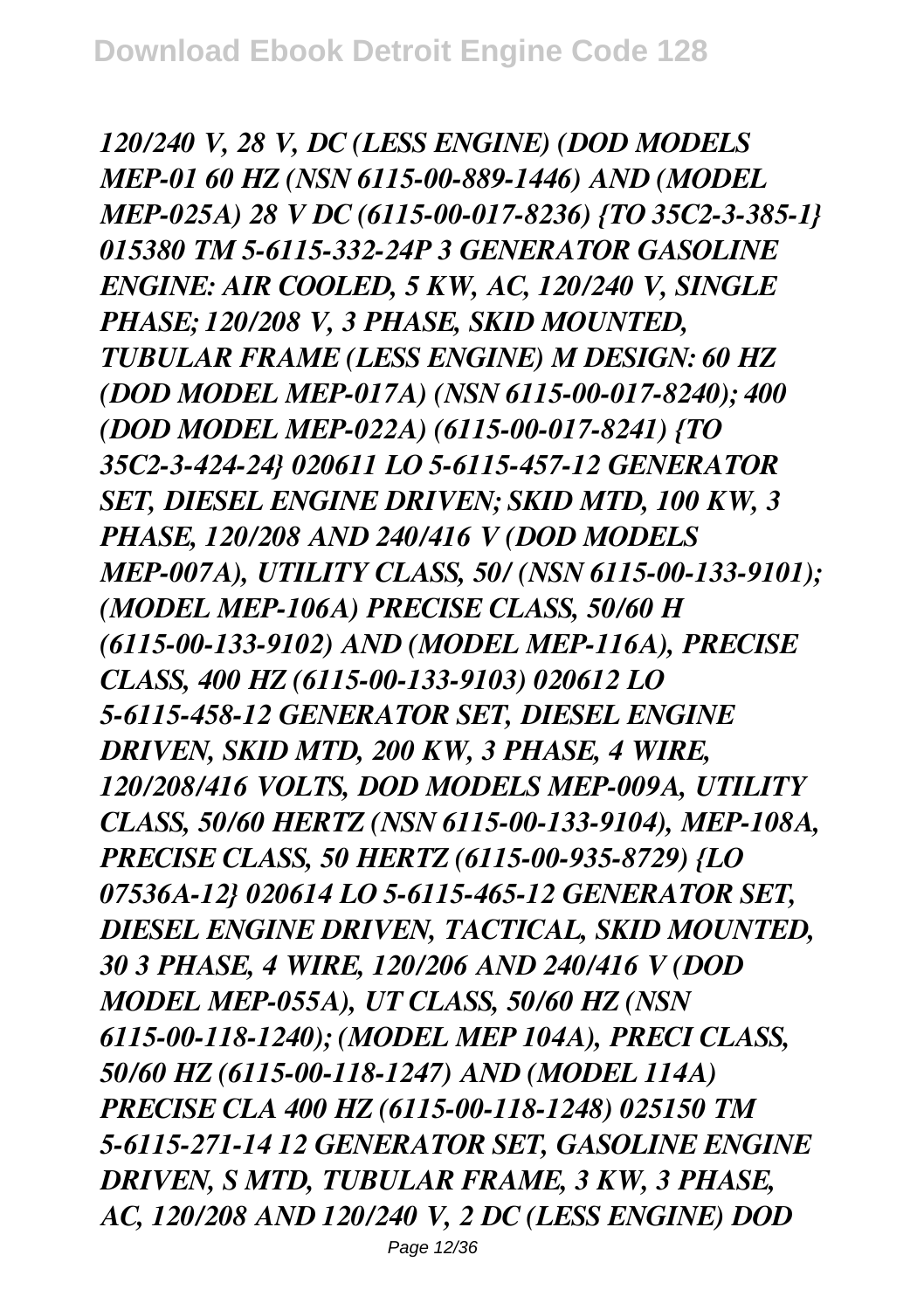*120/240 V, 28 V, DC (LESS ENGINE) (DOD MODELS MEP-01 60 HZ (NSN 6115-00-889-1446) AND (MODEL MEP-025A) 28 V DC (6115-00-017-8236) {TO 35C2-3-385-1} 015380 TM 5-6115-332-24P 3 GENERATOR GASOLINE ENGINE: AIR COOLED, 5 KW, AC, 120/240 V, SINGLE PHASE; 120/208 V, 3 PHASE, SKID MOUNTED, TUBULAR FRAME (LESS ENGINE) M DESIGN: 60 HZ (DOD MODEL MEP-017A) (NSN 6115-00-017-8240); 400 (DOD MODEL MEP-022A) (6115-00-017-8241) {TO 35C2-3-424-24} 020611 LO 5-6115-457-12 GENERATOR SET, DIESEL ENGINE DRIVEN; SKID MTD, 100 KW, 3 PHASE, 120/208 AND 240/416 V (DOD MODELS MEP-007A), UTILITY CLASS, 50/ (NSN 6115-00-133-9101); (MODEL MEP-106A) PRECISE CLASS, 50/60 H (6115-00-133-9102) AND (MODEL MEP-116A), PRECISE CLASS, 400 HZ (6115-00-133-9103) 020612 LO 5-6115-458-12 GENERATOR SET, DIESEL ENGINE DRIVEN, SKID MTD, 200 KW, 3 PHASE, 4 WIRE, 120/208/416 VOLTS, DOD MODELS MEP-009A, UTILITY CLASS, 50/60 HERTZ (NSN 6115-00-133-9104), MEP-108A, PRECISE CLASS, 50 HERTZ (6115-00-935-8729) {LO 07536A-12} 020614 LO 5-6115-465-12 GENERATOR SET, DIESEL ENGINE DRIVEN, TACTICAL, SKID MOUNTED, 30 3 PHASE, 4 WIRE, 120/206 AND 240/416 V (DOD MODEL MEP-055A), UT CLASS, 50/60 HZ (NSN 6115-00-118-1240); (MODEL MEP 104A), PRECI CLASS, 50/60 HZ (6115-00-118-1247) AND (MODEL 114A) PRECISE CLA 400 HZ (6115-00-118-1248) 025150 TM 5-6115-271-14 12 GENERATOR SET, GASOLINE ENGINE DRIVEN, S MTD, TUBULAR FRAME, 3 KW, 3 PHASE, AC, 120/208 AND 120/240 V, 2 DC (LESS ENGINE) DOD*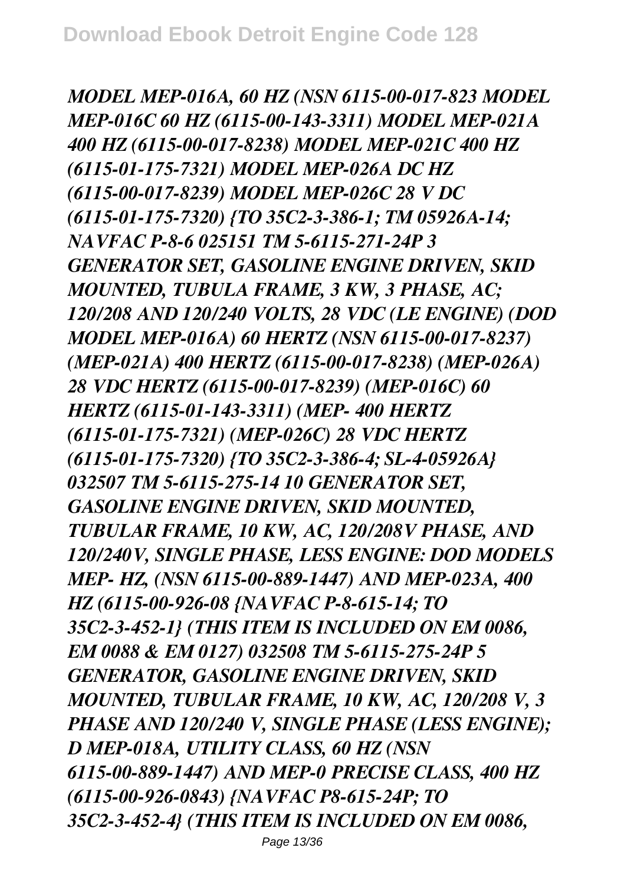*MODEL MEP-016A, 60 HZ (NSN 6115-00-017-823 MODEL MEP-016C 60 HZ (6115-00-143-3311) MODEL MEP-021A 400 HZ (6115-00-017-8238) MODEL MEP-021C 400 HZ (6115-01-175-7321) MODEL MEP-026A DC HZ (6115-00-017-8239) MODEL MEP-026C 28 V DC (6115-01-175-7320) {TO 35C2-3-386-1; TM 05926A-14; NAVFAC P-8-6 025151 TM 5-6115-271-24P 3 GENERATOR SET, GASOLINE ENGINE DRIVEN, SKID MOUNTED, TUBULA FRAME, 3 KW, 3 PHASE, AC; 120/208 AND 120/240 VOLTS, 28 VDC (LE ENGINE) (DOD MODEL MEP-016A) 60 HERTZ (NSN 6115-00-017-8237) (MEP-021A) 400 HERTZ (6115-00-017-8238) (MEP-026A) 28 VDC HERTZ (6115-00-017-8239) (MEP-016C) 60 HERTZ (6115-01-143-3311) (MEP- 400 HERTZ (6115-01-175-7321) (MEP-026C) 28 VDC HERTZ (6115-01-175-7320) {TO 35C2-3-386-4; SL-4-05926A} 032507 TM 5-6115-275-14 10 GENERATOR SET, GASOLINE ENGINE DRIVEN, SKID MOUNTED, TUBULAR FRAME, 10 KW, AC, 120/208V PHASE, AND 120/240V, SINGLE PHASE, LESS ENGINE: DOD MODELS MEP- HZ, (NSN 6115-00-889-1447) AND MEP-023A, 400 HZ (6115-00-926-08 {NAVFAC P-8-615-14; TO 35C2-3-452-1} (THIS ITEM IS INCLUDED ON EM 0086, EM 0088 & EM 0127) 032508 TM 5-6115-275-24P 5 GENERATOR, GASOLINE ENGINE DRIVEN, SKID MOUNTED, TUBULAR FRAME, 10 KW, AC, 120/208 V, 3 PHASE AND 120/240 V, SINGLE PHASE (LESS ENGINE); D MEP-018A, UTILITY CLASS, 60 HZ (NSN 6115-00-889-1447) AND MEP-0 PRECISE CLASS, 400 HZ (6115-00-926-0843) {NAVFAC P8-615-24P; TO 35C2-3-452-4} (THIS ITEM IS INCLUDED ON EM 0086,*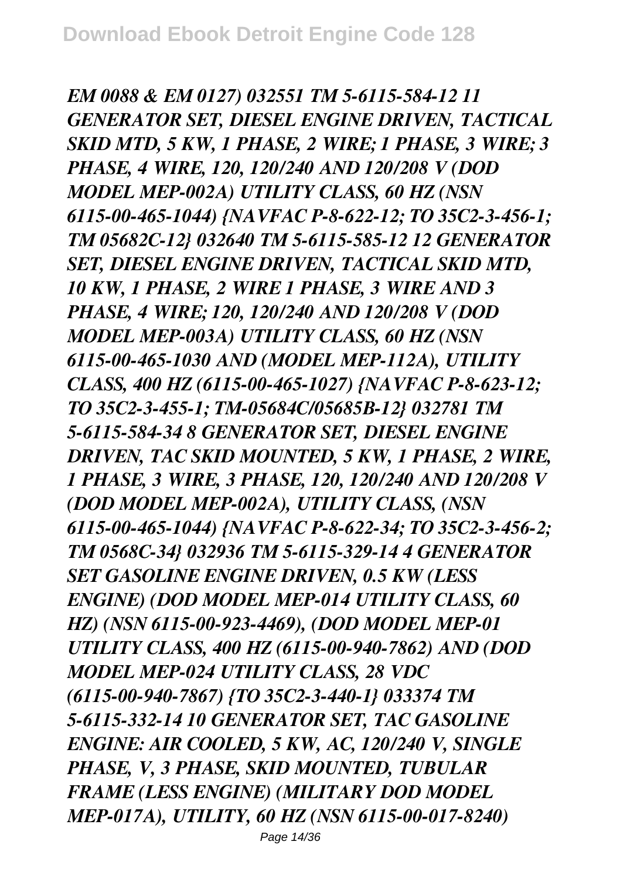*EM 0088 & EM 0127) 032551 TM 5-6115-584-12 11 GENERATOR SET, DIESEL ENGINE DRIVEN, TACTICAL SKID MTD, 5 KW, 1 PHASE, 2 WIRE; 1 PHASE, 3 WIRE; 3 PHASE, 4 WIRE, 120, 120/240 AND 120/208 V (DOD MODEL MEP-002A) UTILITY CLASS, 60 HZ (NSN 6115-00-465-1044) {NAVFAC P-8-622-12; TO 35C2-3-456-1; TM 05682C-12} 032640 TM 5-6115-585-12 12 GENERATOR SET, DIESEL ENGINE DRIVEN, TACTICAL SKID MTD, 10 KW, 1 PHASE, 2 WIRE 1 PHASE, 3 WIRE AND 3 PHASE, 4 WIRE; 120, 120/240 AND 120/208 V (DOD MODEL MEP-003A) UTILITY CLASS, 60 HZ (NSN 6115-00-465-1030 AND (MODEL MEP-112A), UTILITY CLASS, 400 HZ (6115-00-465-1027) {NAVFAC P-8-623-12; TO 35C2-3-455-1; TM-05684C/05685B-12} 032781 TM 5-6115-584-34 8 GENERATOR SET, DIESEL ENGINE DRIVEN, TAC SKID MOUNTED, 5 KW, 1 PHASE, 2 WIRE, 1 PHASE, 3 WIRE, 3 PHASE, 120, 120/240 AND 120/208 V (DOD MODEL MEP-002A), UTILITY CLASS, (NSN 6115-00-465-1044) {NAVFAC P-8-622-34; TO 35C2-3-456-2; TM 0568C-34} 032936 TM 5-6115-329-14 4 GENERATOR SET GASOLINE ENGINE DRIVEN, 0.5 KW (LESS ENGINE) (DOD MODEL MEP-014 UTILITY CLASS, 60 HZ) (NSN 6115-00-923-4469), (DOD MODEL MEP-01 UTILITY CLASS, 400 HZ (6115-00-940-7862) AND (DOD MODEL MEP-024 UTILITY CLASS, 28 VDC (6115-00-940-7867) {TO 35C2-3-440-1} 033374 TM 5-6115-332-14 10 GENERATOR SET, TAC GASOLINE ENGINE: AIR COOLED, 5 KW, AC, 120/240 V, SINGLE PHASE, V, 3 PHASE, SKID MOUNTED, TUBULAR FRAME (LESS ENGINE) (MILITARY DOD MODEL MEP-017A), UTILITY, 60 HZ (NSN 6115-00-017-8240)*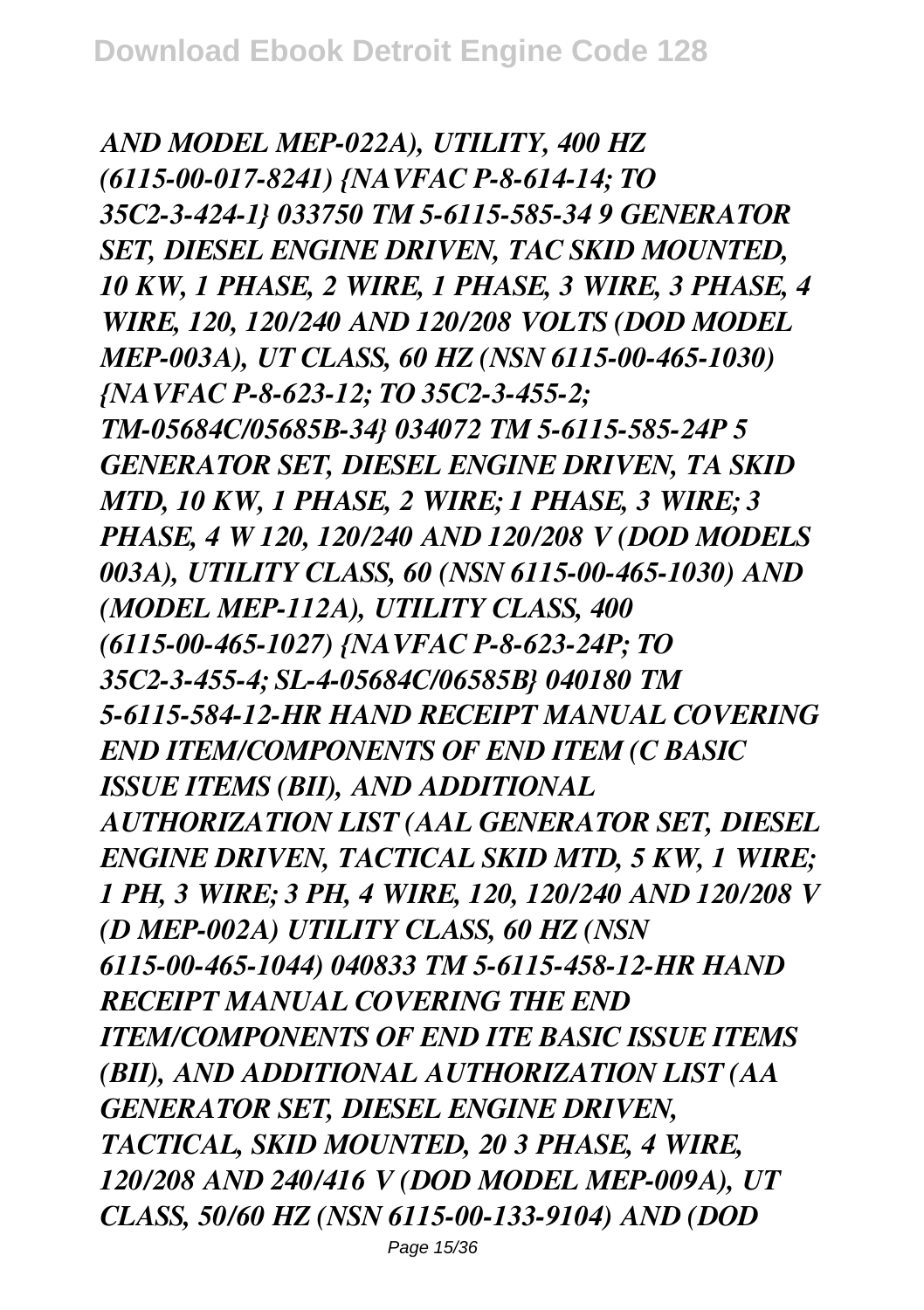*AND MODEL MEP-022A), UTILITY, 400 HZ (6115-00-017-8241) {NAVFAC P-8-614-14; TO 35C2-3-424-1} 033750 TM 5-6115-585-34 9 GENERATOR SET, DIESEL ENGINE DRIVEN, TAC SKID MOUNTED, 10 KW, 1 PHASE, 2 WIRE, 1 PHASE, 3 WIRE, 3 PHASE, 4 WIRE, 120, 120/240 AND 120/208 VOLTS (DOD MODEL MEP-003A), UT CLASS, 60 HZ (NSN 6115-00-465-1030) {NAVFAC P-8-623-12; TO 35C2-3-455-2; TM-05684C/05685B-34} 034072 TM 5-6115-585-24P 5 GENERATOR SET, DIESEL ENGINE DRIVEN, TA SKID MTD, 10 KW, 1 PHASE, 2 WIRE; 1 PHASE, 3 WIRE; 3 PHASE, 4 W 120, 120/240 AND 120/208 V (DOD MODELS 003A), UTILITY CLASS, 60 (NSN 6115-00-465-1030) AND (MODEL MEP-112A), UTILITY CLASS, 400 (6115-00-465-1027) {NAVFAC P-8-623-24P; TO 35C2-3-455-4; SL-4-05684C/06585B} 040180 TM 5-6115-584-12-HR HAND RECEIPT MANUAL COVERING END ITEM/COMPONENTS OF END ITEM (C BASIC ISSUE ITEMS (BII), AND ADDITIONAL AUTHORIZATION LIST (AAL GENERATOR SET, DIESEL ENGINE DRIVEN, TACTICAL SKID MTD, 5 KW, 1 WIRE; 1 PH, 3 WIRE; 3 PH, 4 WIRE, 120, 120/240 AND 120/208 V (D MEP-002A) UTILITY CLASS, 60 HZ (NSN 6115-00-465-1044) 040833 TM 5-6115-458-12-HR HAND RECEIPT MANUAL COVERING THE END ITEM/COMPONENTS OF END ITE BASIC ISSUE ITEMS (BII), AND ADDITIONAL AUTHORIZATION LIST (AA GENERATOR SET, DIESEL ENGINE DRIVEN, TACTICAL, SKID MOUNTED, 20 3 PHASE, 4 WIRE, 120/208 AND 240/416 V (DOD MODEL MEP-009A), UT CLASS, 50/60 HZ (NSN 6115-00-133-9104) AND (DOD*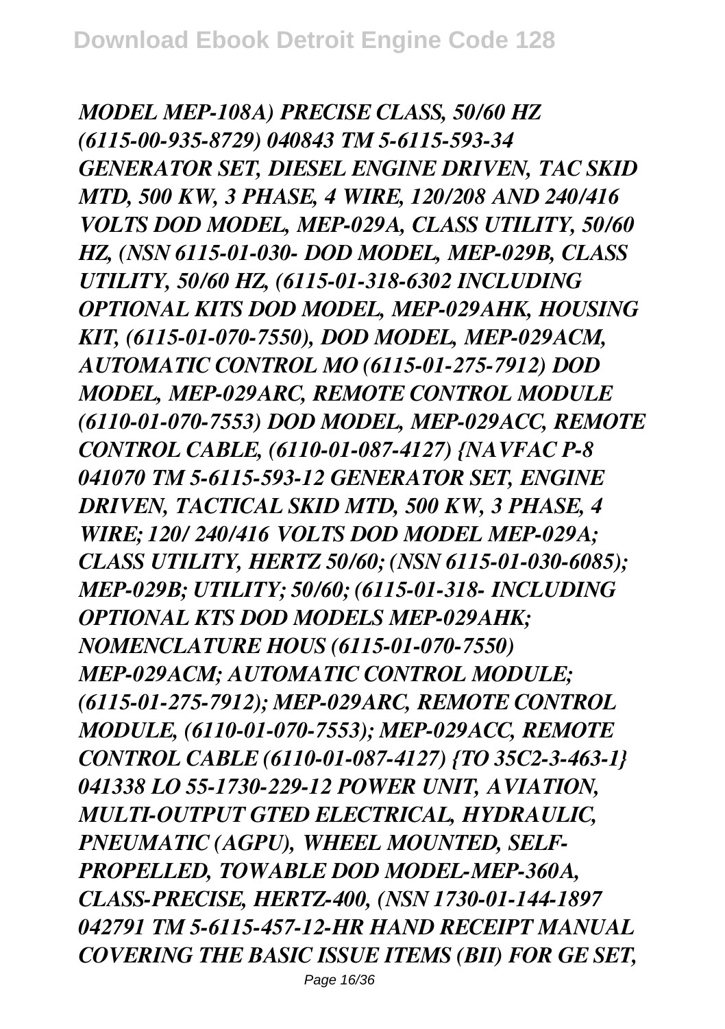*MODEL MEP-108A) PRECISE CLASS, 50/60 HZ (6115-00-935-8729) 040843 TM 5-6115-593-34 GENERATOR SET, DIESEL ENGINE DRIVEN, TAC SKID MTD, 500 KW, 3 PHASE, 4 WIRE, 120/208 AND 240/416 VOLTS DOD MODEL, MEP-029A, CLASS UTILITY, 50/60 HZ, (NSN 6115-01-030- DOD MODEL, MEP-029B, CLASS UTILITY, 50/60 HZ, (6115-01-318-6302 INCLUDING OPTIONAL KITS DOD MODEL, MEP-029AHK, HOUSING KIT, (6115-01-070-7550), DOD MODEL, MEP-029ACM, AUTOMATIC CONTROL MO (6115-01-275-7912) DOD MODEL, MEP-029ARC, REMOTE CONTROL MODULE (6110-01-070-7553) DOD MODEL, MEP-029ACC, REMOTE CONTROL CABLE, (6110-01-087-4127) {NAVFAC P-8 041070 TM 5-6115-593-12 GENERATOR SET, ENGINE DRIVEN, TACTICAL SKID MTD, 500 KW, 3 PHASE, 4 WIRE; 120/ 240/416 VOLTS DOD MODEL MEP-029A; CLASS UTILITY, HERTZ 50/60; (NSN 6115-01-030-6085); MEP-029B; UTILITY; 50/60; (6115-01-318- INCLUDING OPTIONAL KTS DOD MODELS MEP-029AHK; NOMENCLATURE HOUS (6115-01-070-7550) MEP-029ACM; AUTOMATIC CONTROL MODULE; (6115-01-275-7912); MEP-029ARC, REMOTE CONTROL MODULE, (6110-01-070-7553); MEP-029ACC, REMOTE CONTROL CABLE (6110-01-087-4127) {TO 35C2-3-463-1} 041338 LO 55-1730-229-12 POWER UNIT, AVIATION, MULTI-OUTPUT GTED ELECTRICAL, HYDRAULIC, PNEUMATIC (AGPU), WHEEL MOUNTED, SELF-PROPELLED, TOWABLE DOD MODEL-MEP-360A, CLASS-PRECISE, HERTZ-400, (NSN 1730-01-144-1897 042791 TM 5-6115-457-12-HR HAND RECEIPT MANUAL COVERING THE BASIC ISSUE ITEMS (BII) FOR GE SET,*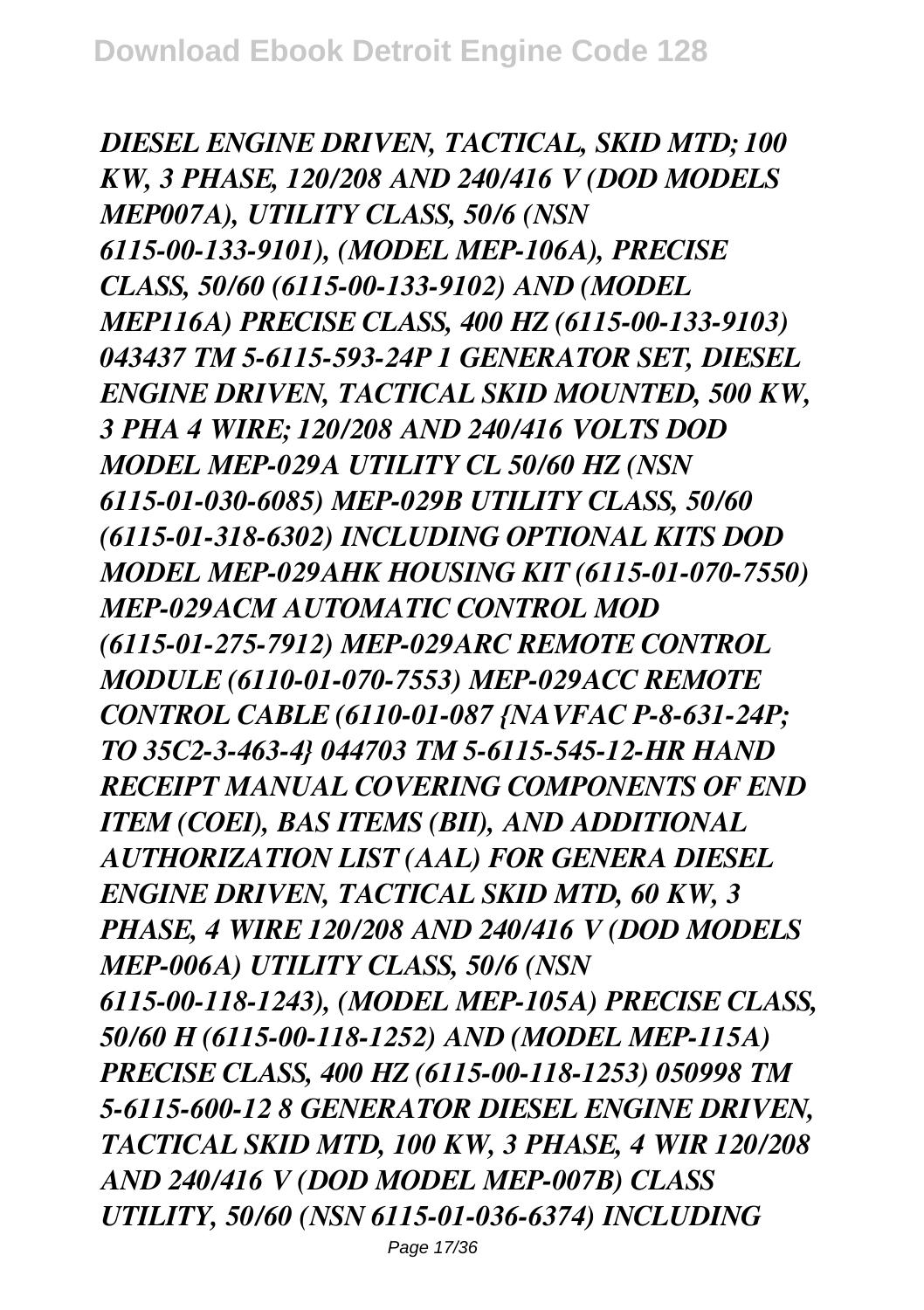*DIESEL ENGINE DRIVEN, TACTICAL, SKID MTD; 100 KW, 3 PHASE, 120/208 AND 240/416 V (DOD MODELS MEP007A), UTILITY CLASS, 50/6 (NSN 6115-00-133-9101), (MODEL MEP-106A), PRECISE CLASS, 50/60 (6115-00-133-9102) AND (MODEL MEP116A) PRECISE CLASS, 400 HZ (6115-00-133-9103) 043437 TM 5-6115-593-24P 1 GENERATOR SET, DIESEL ENGINE DRIVEN, TACTICAL SKID MOUNTED, 500 KW, 3 PHA 4 WIRE; 120/208 AND 240/416 VOLTS DOD MODEL MEP-029A UTILITY CL 50/60 HZ (NSN 6115-01-030-6085) MEP-029B UTILITY CLASS, 50/60 (6115-01-318-6302) INCLUDING OPTIONAL KITS DOD MODEL MEP-029AHK HOUSING KIT (6115-01-070-7550) MEP-029ACM AUTOMATIC CONTROL MOD (6115-01-275-7912) MEP-029ARC REMOTE CONTROL MODULE (6110-01-070-7553) MEP-029ACC REMOTE CONTROL CABLE (6110-01-087 {NAVFAC P-8-631-24P; TO 35C2-3-463-4} 044703 TM 5-6115-545-12-HR HAND RECEIPT MANUAL COVERING COMPONENTS OF END ITEM (COEI), BAS ITEMS (BII), AND ADDITIONAL AUTHORIZATION LIST (AAL) FOR GENERA DIESEL ENGINE DRIVEN, TACTICAL SKID MTD, 60 KW, 3 PHASE, 4 WIRE 120/208 AND 240/416 V (DOD MODELS MEP-006A) UTILITY CLASS, 50/6 (NSN 6115-00-118-1243), (MODEL MEP-105A) PRECISE CLASS, 50/60 H (6115-00-118-1252) AND (MODEL MEP-115A) PRECISE CLASS, 400 HZ (6115-00-118-1253) 050998 TM 5-6115-600-12 8 GENERATOR DIESEL ENGINE DRIVEN, TACTICAL SKID MTD, 100 KW, 3 PHASE, 4 WIR 120/208 AND 240/416 V (DOD MODEL MEP-007B) CLASS UTILITY, 50/60 (NSN 6115-01-036-6374) INCLUDING*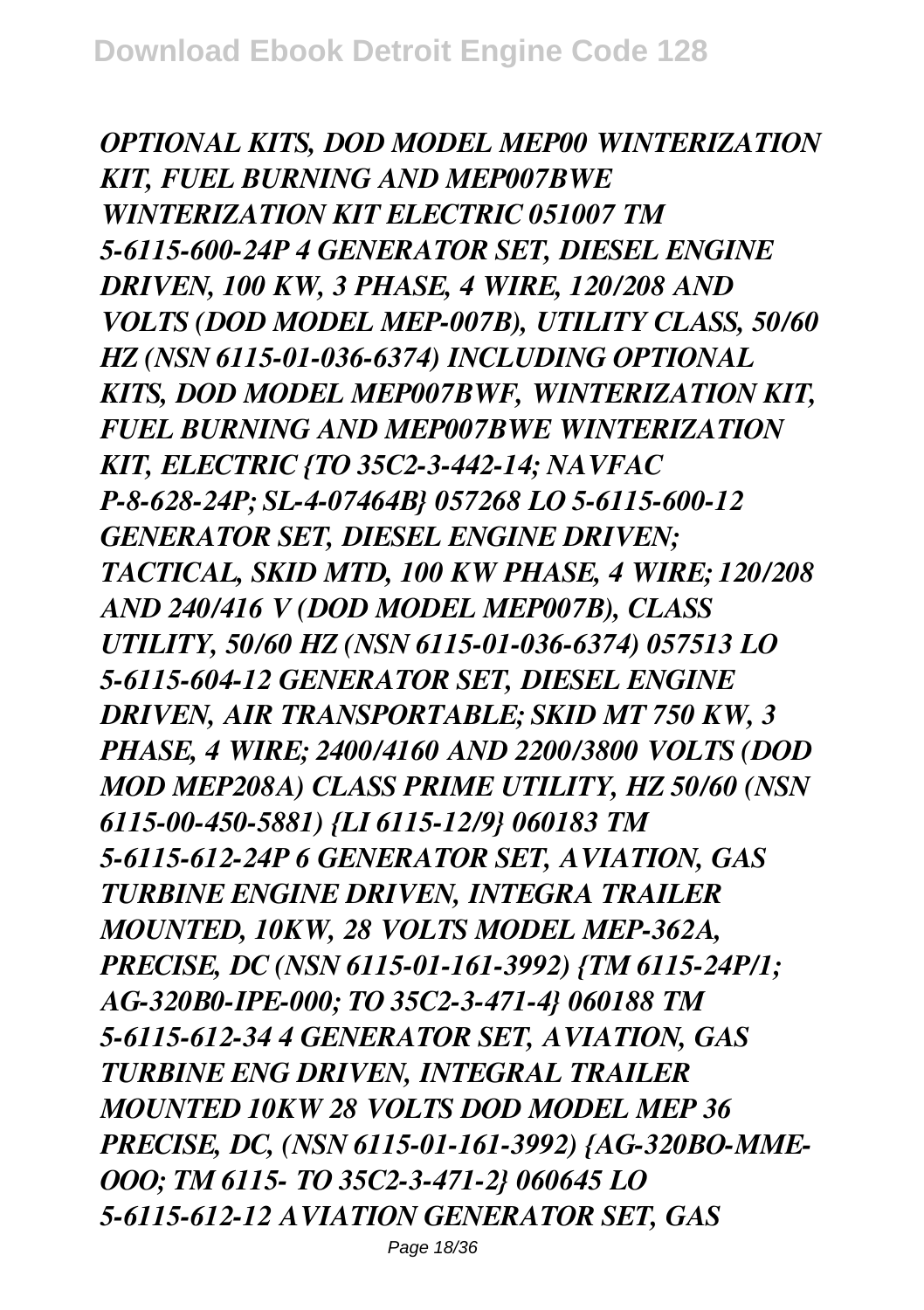*OPTIONAL KITS, DOD MODEL MEP00 WINTERIZATION KIT, FUEL BURNING AND MEP007BWE WINTERIZATION KIT ELECTRIC 051007 TM 5-6115-600-24P 4 GENERATOR SET, DIESEL ENGINE DRIVEN, 100 KW, 3 PHASE, 4 WIRE, 120/208 AND VOLTS (DOD MODEL MEP-007B), UTILITY CLASS, 50/60 HZ (NSN 6115-01-036-6374) INCLUDING OPTIONAL KITS, DOD MODEL MEP007BWF, WINTERIZATION KIT, FUEL BURNING AND MEP007BWE WINTERIZATION KIT, ELECTRIC {TO 35C2-3-442-14; NAVFAC P-8-628-24P; SL-4-07464B} 057268 LO 5-6115-600-12 GENERATOR SET, DIESEL ENGINE DRIVEN; TACTICAL, SKID MTD, 100 KW PHASE, 4 WIRE; 120/208 AND 240/416 V (DOD MODEL MEP007B), CLASS UTILITY, 50/60 HZ (NSN 6115-01-036-6374) 057513 LO 5-6115-604-12 GENERATOR SET, DIESEL ENGINE DRIVEN, AIR TRANSPORTABLE; SKID MT 750 KW, 3 PHASE, 4 WIRE; 2400/4160 AND 2200/3800 VOLTS (DOD MOD MEP208A) CLASS PRIME UTILITY, HZ 50/60 (NSN 6115-00-450-5881) {LI 6115-12/9} 060183 TM 5-6115-612-24P 6 GENERATOR SET, AVIATION, GAS TURBINE ENGINE DRIVEN, INTEGRA TRAILER MOUNTED, 10KW, 28 VOLTS MODEL MEP-362A, PRECISE, DC (NSN 6115-01-161-3992) {TM 6115-24P/1; AG-320B0-IPE-000; TO 35C2-3-471-4} 060188 TM 5-6115-612-34 4 GENERATOR SET, AVIATION, GAS TURBINE ENG DRIVEN, INTEGRAL TRAILER MOUNTED 10KW 28 VOLTS DOD MODEL MEP 36 PRECISE, DC, (NSN 6115-01-161-3992) {AG-320BO-MME-OOO; TM 6115- TO 35C2-3-471-2} 060645 LO 5-6115-612-12 AVIATION GENERATOR SET, GAS*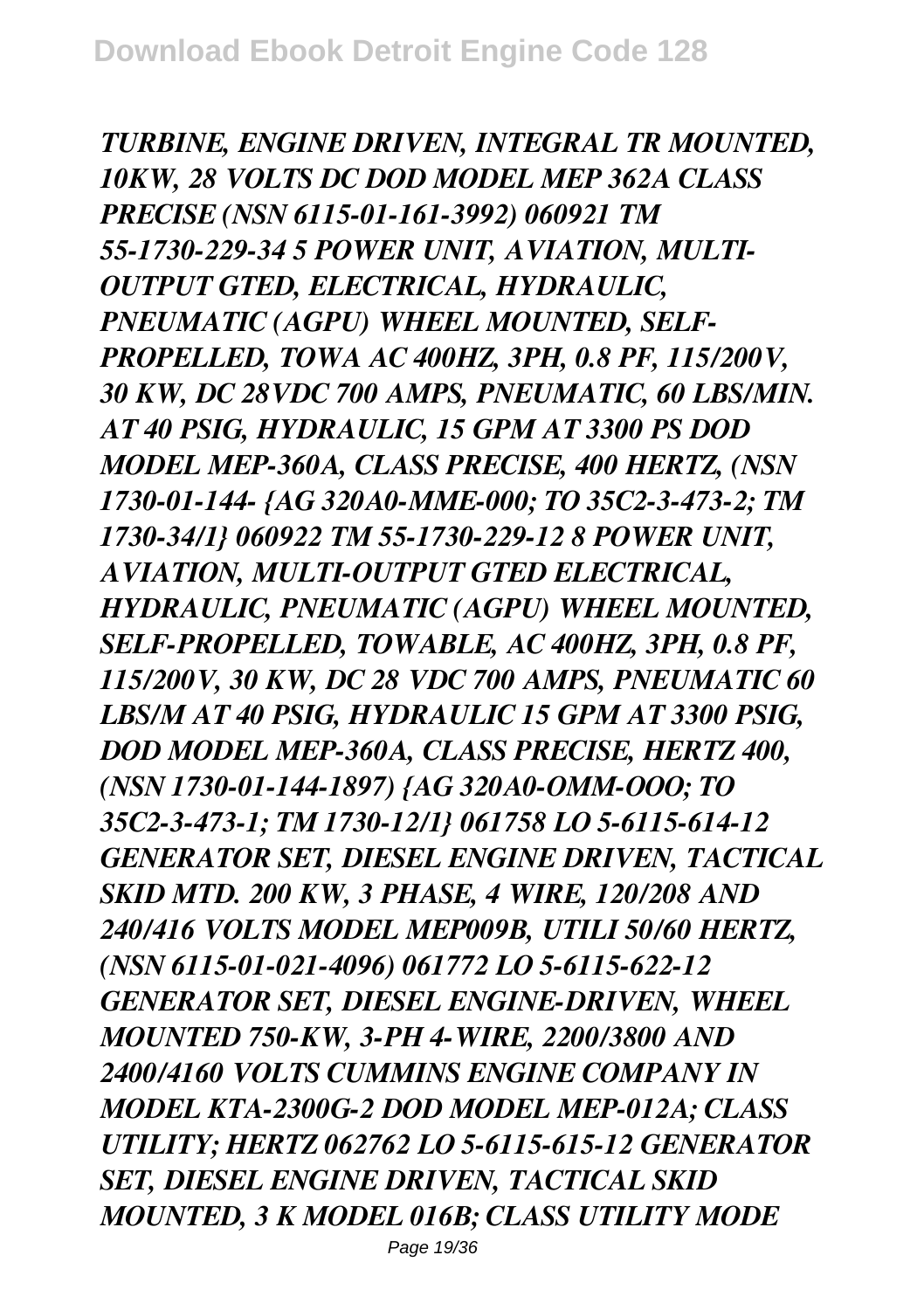*TURBINE, ENGINE DRIVEN, INTEGRAL TR MOUNTED, 10KW, 28 VOLTS DC DOD MODEL MEP 362A CLASS PRECISE (NSN 6115-01-161-3992) 060921 TM 55-1730-229-34 5 POWER UNIT, AVIATION, MULTI-OUTPUT GTED, ELECTRICAL, HYDRAULIC, PNEUMATIC (AGPU) WHEEL MOUNTED, SELF-PROPELLED, TOWA AC 400HZ, 3PH, 0.8 PF, 115/200V, 30 KW, DC 28VDC 700 AMPS, PNEUMATIC, 60 LBS/MIN. AT 40 PSIG, HYDRAULIC, 15 GPM AT 3300 PS DOD MODEL MEP-360A, CLASS PRECISE, 400 HERTZ, (NSN 1730-01-144- {AG 320A0-MME-000; TO 35C2-3-473-2; TM 1730-34/1} 060922 TM 55-1730-229-12 8 POWER UNIT, AVIATION, MULTI-OUTPUT GTED ELECTRICAL, HYDRAULIC, PNEUMATIC (AGPU) WHEEL MOUNTED, SELF-PROPELLED, TOWABLE, AC 400HZ, 3PH, 0.8 PF, 115/200V, 30 KW, DC 28 VDC 700 AMPS, PNEUMATIC 60 LBS/M AT 40 PSIG, HYDRAULIC 15 GPM AT 3300 PSIG, DOD MODEL MEP-360A, CLASS PRECISE, HERTZ 400, (NSN 1730-01-144-1897) {AG 320A0-OMM-OOO; TO 35C2-3-473-1; TM 1730-12/1} 061758 LO 5-6115-614-12 GENERATOR SET, DIESEL ENGINE DRIVEN, TACTICAL SKID MTD. 200 KW, 3 PHASE, 4 WIRE, 120/208 AND 240/416 VOLTS MODEL MEP009B, UTILI 50/60 HERTZ, (NSN 6115-01-021-4096) 061772 LO 5-6115-622-12 GENERATOR SET, DIESEL ENGINE-DRIVEN, WHEEL MOUNTED 750-KW, 3-PH 4-WIRE, 2200/3800 AND 2400/4160 VOLTS CUMMINS ENGINE COMPANY IN MODEL KTA-2300G-2 DOD MODEL MEP-012A; CLASS UTILITY; HERTZ 062762 LO 5-6115-615-12 GENERATOR SET, DIESEL ENGINE DRIVEN, TACTICAL SKID MOUNTED, 3 K MODEL 016B; CLASS UTILITY MODE*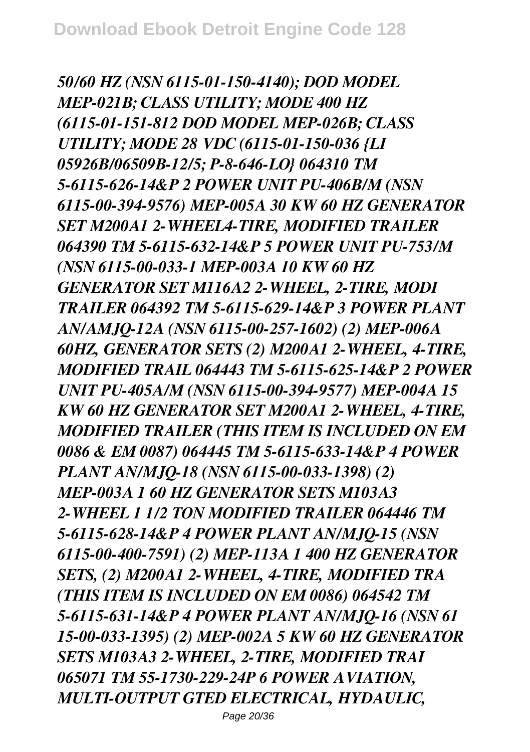*50/60 HZ (NSN 6115-01-150-4140); DOD MODEL MEP-021B; CLASS UTILITY; MODE 400 HZ (6115-01-151-812 DOD MODEL MEP-026B; CLASS UTILITY; MODE 28 VDC (6115-01-150-036 {LI 05926B/06509B-12/5; P-8-646-LO} 064310 TM 5-6115-626-14&P 2 POWER UNIT PU-406B/M (NSN 6115-00-394-9576) MEP-005A 30 KW 60 HZ GENERATOR SET M200A1 2-WHEEL4-TIRE, MODIFIED TRAILER 064390 TM 5-6115-632-14&P 5 POWER UNIT PU-753/M (NSN 6115-00-033-1 MEP-003A 10 KW 60 HZ GENERATOR SET M116A2 2-WHEEL, 2-TIRE, MODI TRAILER 064392 TM 5-6115-629-14&P 3 POWER PLANT AN/AMJQ-12A (NSN 6115-00-257-1602) (2) MEP-006A 60HZ, GENERATOR SETS (2) M200A1 2-WHEEL, 4-TIRE, MODIFIED TRAIL 064443 TM 5-6115-625-14&P 2 POWER UNIT PU-405A/M (NSN 6115-00-394-9577) MEP-004A 15 KW 60 HZ GENERATOR SET M200A1 2-WHEEL, 4-TIRE, MODIFIED TRAILER (THIS ITEM IS INCLUDED ON EM 0086 & EM 0087) 064445 TM 5-6115-633-14&P 4 POWER PLANT AN/MJQ-18 (NSN 6115-00-033-1398) (2) MEP-003A 1 60 HZ GENERATOR SETS M103A3 2-WHEEL 1 1/2 TON MODIFIED TRAILER 064446 TM 5-6115-628-14&P 4 POWER PLANT AN/MJQ-15 (NSN 6115-00-400-7591) (2) MEP-113A 1 400 HZ GENERATOR SETS, (2) M200A1 2-WHEEL, 4-TIRE, MODIFIED TRA (THIS ITEM IS INCLUDED ON EM 0086) 064542 TM 5-6115-631-14&P 4 POWER PLANT AN/MJQ-16 (NSN 61 15-00-033-1395) (2) MEP-002A 5 KW 60 HZ GENERATOR SETS M103A3 2-WHEEL, 2-TIRE, MODIFIED TRAI 065071 TM 55-1730-229-24P 6 POWER AVIATION, MULTI-OUTPUT GTED ELECTRICAL, HYDAULIC,*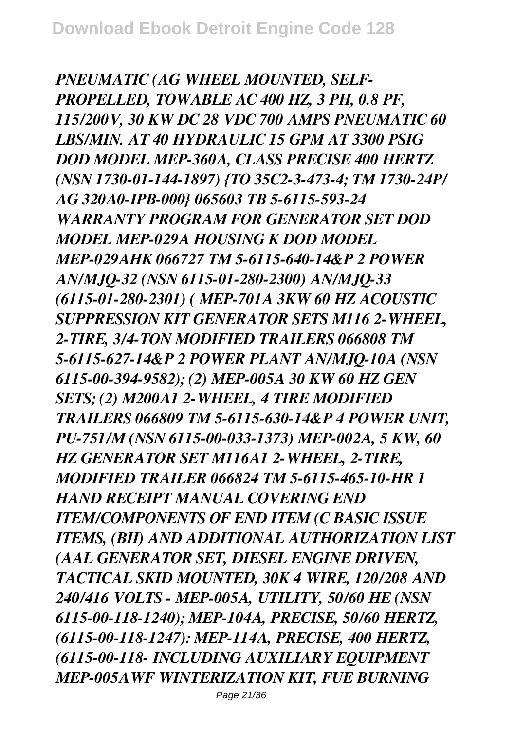*PNEUMATIC (AG WHEEL MOUNTED, SELF-PROPELLED, TOWABLE AC 400 HZ, 3 PH, 0.8 PF, 115/200V, 30 KW DC 28 VDC 700 AMPS PNEUMATIC 60 LBS/MIN. AT 40 HYDRAULIC 15 GPM AT 3300 PSIG DOD MODEL MEP-360A, CLASS PRECISE 400 HERTZ (NSN 1730-01-144-1897) {TO 35C2-3-473-4; TM 1730-24P/AG 320A0-IPB-000} 065603 TB 5-6115-593-24 WARRANTY PROGRAM FOR GENERATOR SET DOD MODEL MEP-029A HOUSING K DOD MODEL MEP-029AHK 066727 TM 5-6115-640-14&P 2 POWER AN/MJQ-32 (NSN 6115-01-280-2300) AN/MJQ-33 (6115-01-280-2301) ( MEP-701A 3KW 60 HZ ACOUSTIC SUPPRESSION KIT GENERATOR SETS M116 2-WHEEL, 2-TIRE, 3/4-TON MODIFIED TRAILERS 066808 TM 5-6115-627-14&P 2 POWER PLANT AN/MJQ-10A (NSN 6115-00-394-9582); (2) MEP-005A 30 KW 60 HZ GEN SETS; (2) M200A1 2-WHEEL, 4 TIRE MODIFIED TRAILERS 066809 TM 5-6115-630-14&P 4 POWER UNIT, PU-751/M (NSN 6115-00-033-1373) MEP-002A, 5 KW, 60 HZ GENERATOR SET M116A1 2-WHEEL, 2-TIRE, MODIFIED TRAILER 066824 TM 5-6115-465-10-HR 1 HAND RECEIPT MANUAL COVERING END ITEM/COMPONENTS OF END ITEM (C BASIC ISSUE ITEMS, (BII) AND ADDITIONAL AUTHORIZATION LIST (AAL GENERATOR SET, DIESEL ENGINE DRIVEN, TACTICAL SKID MOUNTED, 30K 4 WIRE, 120/208 AND 240/416 VOLTS - MEP-005A, UTILITY, 50/60 HE (NSN 6115-00-118-1240); MEP-104A, PRECISE, 50/60 HERTZ, (6115-00-118-1247): MEP-114A, PRECISE, 400 HERTZ, (6115-00-118- INCLUDING AUXILIARY EQUIPMENT MEP-005AWF WINTERIZATION KIT, FUE BURNING*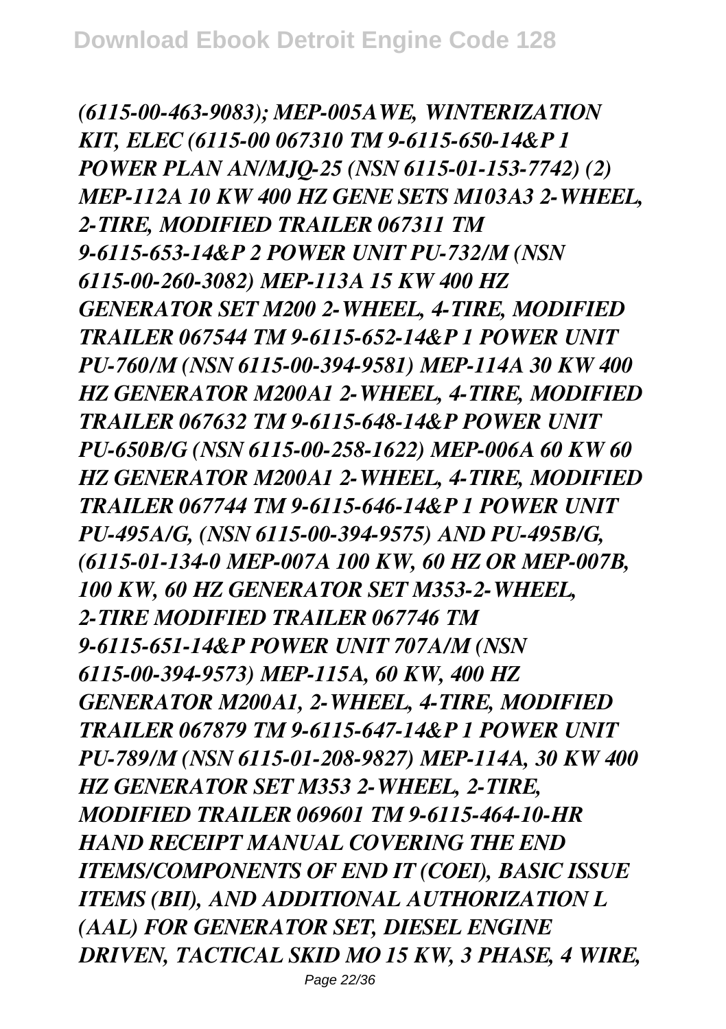*(6115-00-463-9083); MEP-005AWE, WINTERIZATION KIT, ELEC (6115-00 067310 TM 9-6115-650-14&P 1 POWER PLAN AN/MJQ-25 (NSN 6115-01-153-7742) (2) MEP-112A 10 KW 400 HZ GENE SETS M103A3 2-WHEEL, 2-TIRE, MODIFIED TRAILER 067311 TM 9-6115-653-14&P 2 POWER UNIT PU-732/M (NSN 6115-00-260-3082) MEP-113A 15 KW 400 HZ GENERATOR SET M200 2-WHEEL, 4-TIRE, MODIFIED TRAILER 067544 TM 9-6115-652-14&P 1 POWER UNIT PU-760/M (NSN 6115-00-394-9581) MEP-114A 30 KW 400 HZ GENERATOR M200A1 2-WHEEL, 4-TIRE, MODIFIED TRAILER 067632 TM 9-6115-648-14&P POWER UNIT PU-650B/G (NSN 6115-00-258-1622) MEP-006A 60 KW 60 HZ GENERATOR M200A1 2-WHEEL, 4-TIRE, MODIFIED TRAILER 067744 TM 9-6115-646-14&P 1 POWER UNIT PU-495A/G, (NSN 6115-00-394-9575) AND PU-495B/G, (6115-01-134-0 MEP-007A 100 KW, 60 HZ OR MEP-007B, 100 KW, 60 HZ GENERATOR SET M353-2-WHEEL, 2-TIRE MODIFIED TRAILER 067746 TM 9-6115-651-14&P POWER UNIT 707A/M (NSN 6115-00-394-9573) MEP-115A, 60 KW, 400 HZ GENERATOR M200A1, 2-WHEEL, 4-TIRE, MODIFIED TRAILER 067879 TM 9-6115-647-14&P 1 POWER UNIT PU-789/M (NSN 6115-01-208-9827) MEP-114A, 30 KW 400 HZ GENERATOR SET M353 2-WHEEL, 2-TIRE, MODIFIED TRAILER 069601 TM 9-6115-464-10-HR HAND RECEIPT MANUAL COVERING THE END ITEMS/COMPONENTS OF END IT (COEI), BASIC ISSUE ITEMS (BII), AND ADDITIONAL AUTHORIZATION L (AAL) FOR GENERATOR SET, DIESEL ENGINE DRIVEN, TACTICAL SKID MO 15 KW, 3 PHASE, 4 WIRE,*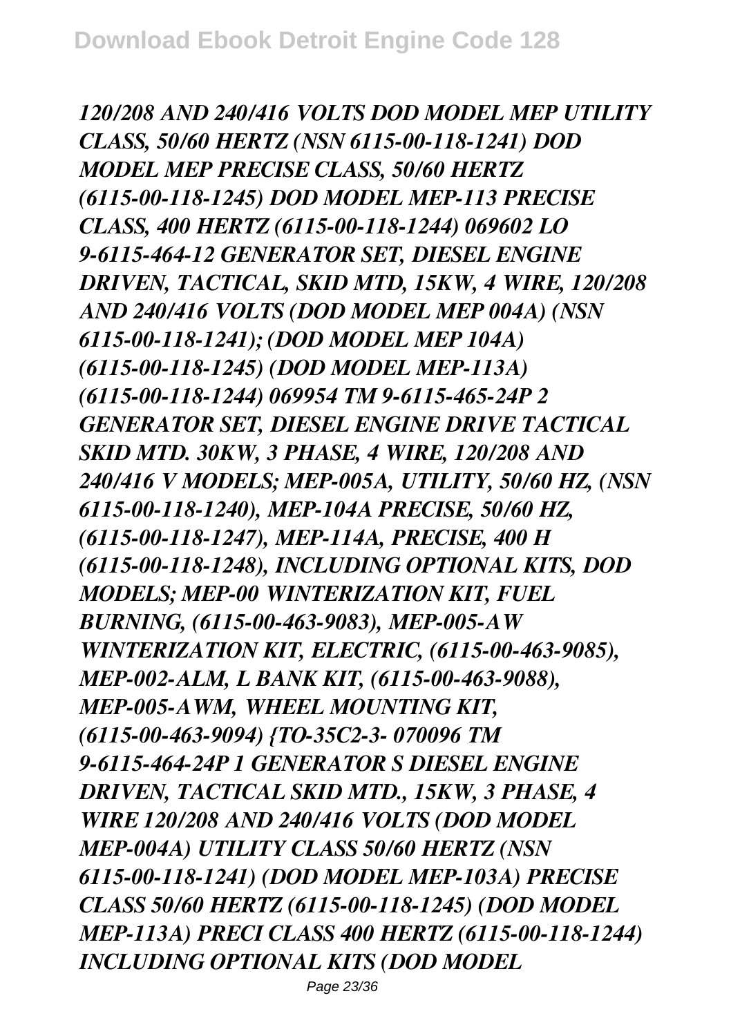*120/208 AND 240/416 VOLTS DOD MODEL MEP UTILITY CLASS, 50/60 HERTZ (NSN 6115-00-118-1241) DOD MODEL MEP PRECISE CLASS, 50/60 HERTZ (6115-00-118-1245) DOD MODEL MEP-113 PRECISE CLASS, 400 HERTZ (6115-00-118-1244) 069602 LO 9-6115-464-12 GENERATOR SET, DIESEL ENGINE DRIVEN, TACTICAL, SKID MTD, 15KW, 4 WIRE, 120/208 AND 240/416 VOLTS (DOD MODEL MEP 004A) (NSN 6115-00-118-1241); (DOD MODEL MEP 104A) (6115-00-118-1245) (DOD MODEL MEP-113A) (6115-00-118-1244) 069954 TM 9-6115-465-24P 2 GENERATOR SET, DIESEL ENGINE DRIVE TACTICAL SKID MTD. 30KW, 3 PHASE, 4 WIRE, 120/208 AND 240/416 V MODELS; MEP-005A, UTILITY, 50/60 HZ, (NSN 6115-00-118-1240), MEP-104A PRECISE, 50/60 HZ, (6115-00-118-1247), MEP-114A, PRECISE, 400 H (6115-00-118-1248), INCLUDING OPTIONAL KITS, DOD MODELS; MEP-00 WINTERIZATION KIT, FUEL BURNING, (6115-00-463-9083), MEP-005-AW WINTERIZATION KIT, ELECTRIC, (6115-00-463-9085), MEP-002-ALM, L BANK KIT, (6115-00-463-9088), MEP-005-AWM, WHEEL MOUNTING KIT, (6115-00-463-9094) {TO-35C2-3- 070096 TM 9-6115-464-24P 1 GENERATOR S DIESEL ENGINE DRIVEN, TACTICAL SKID MTD., 15KW, 3 PHASE, 4 WIRE 120/208 AND 240/416 VOLTS (DOD MODEL MEP-004A) UTILITY CLASS 50/60 HERTZ (NSN 6115-00-118-1241) (DOD MODEL MEP-103A) PRECISE CLASS 50/60 HERTZ (6115-00-118-1245) (DOD MODEL MEP-113A) PRECI CLASS 400 HERTZ (6115-00-118-1244) INCLUDING OPTIONAL KITS (DOD MODEL*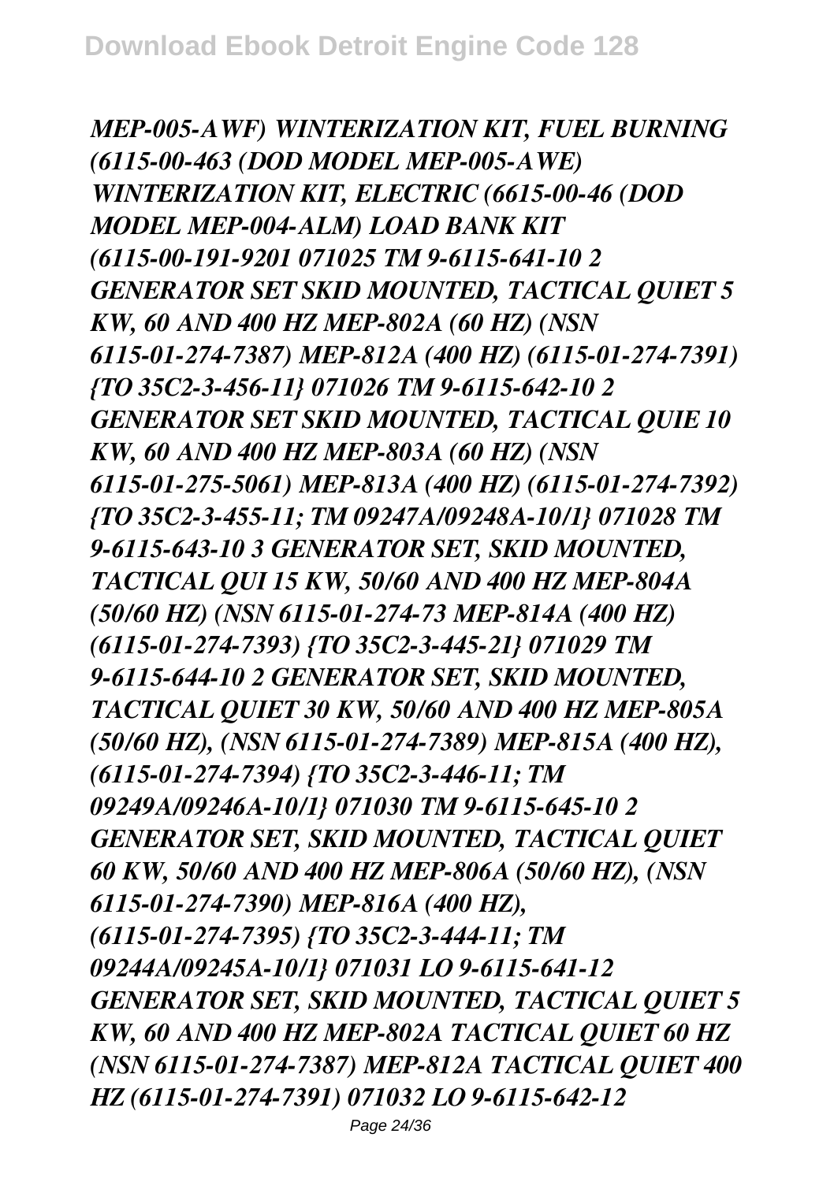*MEP-005-AWF) WINTERIZATION KIT, FUEL BURNING (6115-00-463 (DOD MODEL MEP-005-AWE) WINTERIZATION KIT, ELECTRIC (6615-00-46 (DOD MODEL MEP-004-ALM) LOAD BANK KIT (6115-00-191-9201 071025 TM 9-6115-641-10 2 GENERATOR SET SKID MOUNTED, TACTICAL QUIET 5 KW, 60 AND 400 HZ MEP-802A (60 HZ) (NSN 6115-01-274-7387) MEP-812A (400 HZ) (6115-01-274-7391) {TO 35C2-3-456-11} 071026 TM 9-6115-642-10 2 GENERATOR SET SKID MOUNTED, TACTICAL QUIE 10 KW, 60 AND 400 HZ MEP-803A (60 HZ) (NSN 6115-01-275-5061) MEP-813A (400 HZ) (6115-01-274-7392) {TO 35C2-3-455-11; TM 09247A/09248A-10/1} 071028 TM 9-6115-643-10 3 GENERATOR SET, SKID MOUNTED, TACTICAL QUI 15 KW, 50/60 AND 400 HZ MEP-804A (50/60 HZ) (NSN 6115-01-274-73 MEP-814A (400 HZ) (6115-01-274-7393) {TO 35C2-3-445-21} 071029 TM 9-6115-644-10 2 GENERATOR SET, SKID MOUNTED, TACTICAL QUIET 30 KW, 50/60 AND 400 HZ MEP-805A (50/60 HZ), (NSN 6115-01-274-7389) MEP-815A (400 HZ), (6115-01-274-7394) {TO 35C2-3-446-11; TM 09249A/09246A-10/1} 071030 TM 9-6115-645-10 2 GENERATOR SET, SKID MOUNTED, TACTICAL QUIET 60 KW, 50/60 AND 400 HZ MEP-806A (50/60 HZ), (NSN 6115-01-274-7390) MEP-816A (400 HZ), (6115-01-274-7395) {TO 35C2-3-444-11; TM 09244A/09245A-10/1} 071031 LO 9-6115-641-12 GENERATOR SET, SKID MOUNTED, TACTICAL QUIET 5 KW, 60 AND 400 HZ MEP-802A TACTICAL QUIET 60 HZ (NSN 6115-01-274-7387) MEP-812A TACTICAL QUIET 400 HZ (6115-01-274-7391) 071032 LO 9-6115-642-12*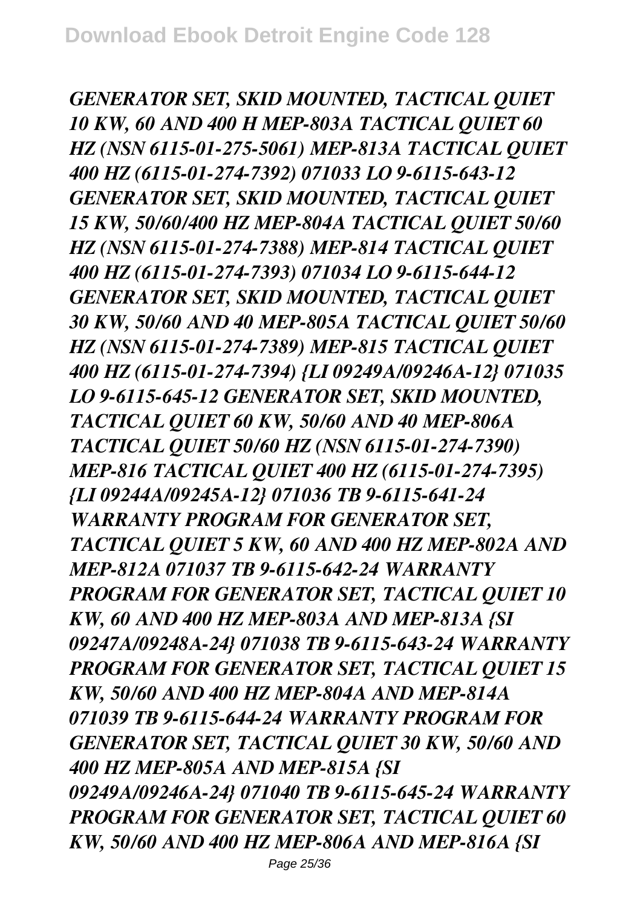***GENERATOR SET, SKID MOUNTED, TACTICAL QUIET 10 KW, 60 AND 400 H MEP-803A TACTICAL QUIET 60 HZ (NSN 6115-01-275-5061) MEP-813A TACTICAL QUIET 400 HZ (6115-01-274-7392) 071033 LO 9-6115-643-12 GENERATOR SET, SKID MOUNTED, TACTICAL QUIET 15 KW, 50/60/400 HZ MEP-804A TACTICAL QUIET 50/60 HZ (NSN 6115-01-274-7388) MEP-814 TACTICAL QUIET 400 HZ (6115-01-274-7393) 071034 LO 9-6115-644-12 GENERATOR SET, SKID MOUNTED, TACTICAL QUIET 30 KW, 50/60 AND 40 MEP-805A TACTICAL QUIET 50/60 HZ (NSN 6115-01-274-7389) MEP-815 TACTICAL QUIET 400 HZ (6115-01-274-7394) {LI 09249A/09246A-12} 071035 LO 9-6115-645-12 GENERATOR SET, SKID MOUNTED, TACTICAL QUIET 60 KW, 50/60 AND 40 MEP-806A TACTICAL QUIET 50/60 HZ (NSN 6115-01-274-7390) MEP-816 TACTICAL QUIET 400 HZ (6115-01-274-7395) {LI 09244A/09245A-12} 071036 TB 9-6115-641-24 WARRANTY PROGRAM FOR GENERATOR SET, TACTICAL QUIET 5 KW, 60 AND 400 HZ MEP-802A AND MEP-812A 071037 TB 9-6115-642-24 WARRANTY PROGRAM FOR GENERATOR SET, TACTICAL QUIET 10 KW, 60 AND 400 HZ MEP-803A AND MEP-813A {SI 09247A/09248A-24} 071038 TB 9-6115-643-24 WARRANTY PROGRAM FOR GENERATOR SET, TACTICAL QUIET 15 KW, 50/60 AND 400 HZ MEP-804A AND MEP-814A 071039 TB 9-6115-644-24 WARRANTY PROGRAM FOR GENERATOR SET, TACTICAL QUIET 30 KW, 50/60 AND 400 HZ MEP-805A AND MEP-815A {SI 09249A/09246A-24} 071040 TB 9-6115-645-24 WARRANTY PROGRAM FOR GENERATOR SET, TACTICAL QUIET 60 KW, 50/60 AND 400 HZ MEP-806A AND MEP-816A {SI***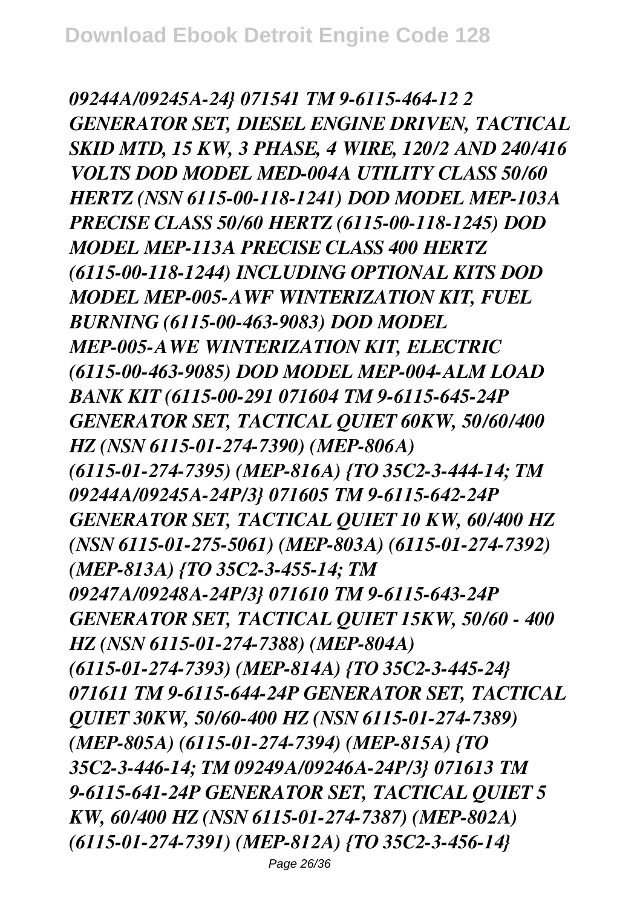*09244A/09245A-24} 071541 TM 9-6115-464-12 2 GENERATOR SET, DIESEL ENGINE DRIVEN, TACTICAL SKID MTD, 15 KW, 3 PHASE, 4 WIRE, 120/2 AND 240/416 VOLTS DOD MODEL MED-004A UTILITY CLASS 50/60 HERTZ (NSN 6115-00-118-1241) DOD MODEL MEP-103A PRECISE CLASS 50/60 HERTZ (6115-00-118-1245) DOD MODEL MEP-113A PRECISE CLASS 400 HERTZ (6115-00-118-1244) INCLUDING OPTIONAL KITS DOD MODEL MEP-005-AWF WINTERIZATION KIT, FUEL BURNING (6115-00-463-9083) DOD MODEL MEP-005-AWE WINTERIZATION KIT, ELECTRIC (6115-00-463-9085) DOD MODEL MEP-004-ALM LOAD BANK KIT (6115-00-291 071604 TM 9-6115-645-24P GENERATOR SET, TACTICAL QUIET 60KW, 50/60/400 HZ (NSN 6115-01-274-7390) (MEP-806A) (6115-01-274-7395) (MEP-816A) {TO 35C2-3-444-14; TM 09244A/09245A-24P/3} 071605 TM 9-6115-642-24P GENERATOR SET, TACTICAL QUIET 10 KW, 60/400 HZ (NSN 6115-01-275-5061) (MEP-803A) (6115-01-274-7392) (MEP-813A) {TO 35C2-3-455-14; TM 09247A/09248A-24P/3} 071610 TM 9-6115-643-24P GENERATOR SET, TACTICAL QUIET 15KW, 50/60 - 400 HZ (NSN 6115-01-274-7388) (MEP-804A) (6115-01-274-7393) (MEP-814A) {TO 35C2-3-445-24} 071611 TM 9-6115-644-24P GENERATOR SET, TACTICAL QUIET 30KW, 50/60-400 HZ (NSN 6115-01-274-7389) (MEP-805A) (6115-01-274-7394) (MEP-815A) {TO 35C2-3-446-14; TM 09249A/09246A-24P/3} 071613 TM 9-6115-641-24P GENERATOR SET, TACTICAL QUIET 5 KW, 60/400 HZ (NSN 6115-01-274-7387) (MEP-802A) (6115-01-274-7391) (MEP-812A) {TO 35C2-3-456-14}*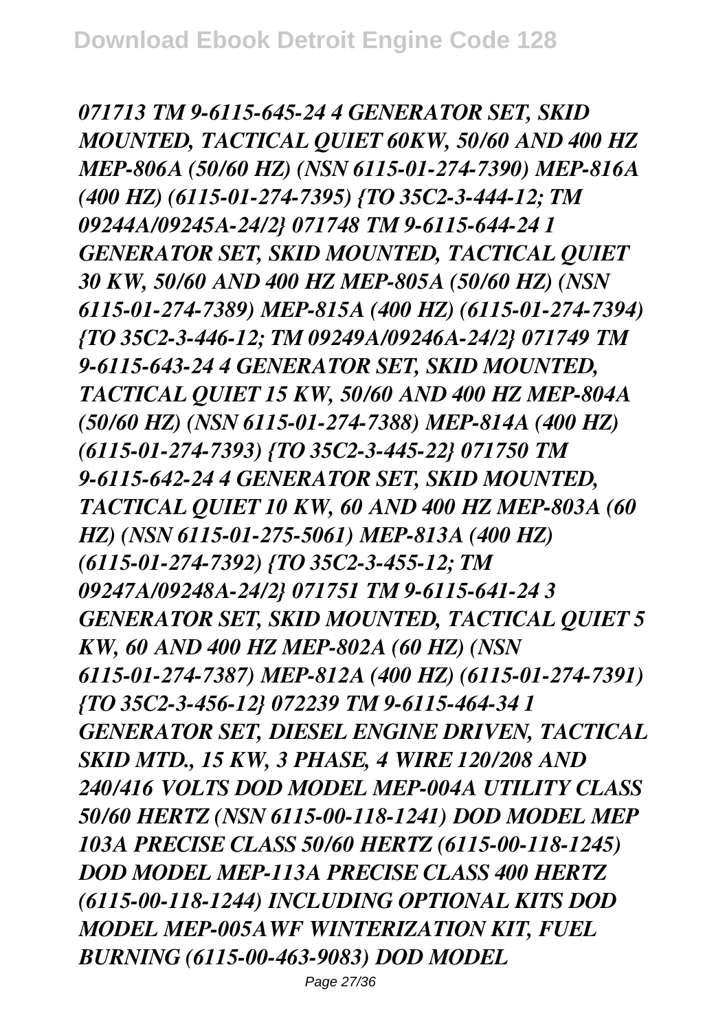*071713 TM 9-6115-645-24 4 GENERATOR SET, SKID MOUNTED, TACTICAL QUIET 60KW, 50/60 AND 400 HZ MEP-806A (50/60 HZ) (NSN 6115-01-274-7390) MEP-816A (400 HZ) (6115-01-274-7395) {TO 35C2-3-444-12; TM 09244A/09245A-24/2} 071748 TM 9-6115-644-24 1 GENERATOR SET, SKID MOUNTED, TACTICAL QUIET 30 KW, 50/60 AND 400 HZ MEP-805A (50/60 HZ) (NSN 6115-01-274-7389) MEP-815A (400 HZ) (6115-01-274-7394) {TO 35C2-3-446-12; TM 09249A/09246A-24/2} 071749 TM 9-6115-643-24 4 GENERATOR SET, SKID MOUNTED, TACTICAL QUIET 15 KW, 50/60 AND 400 HZ MEP-804A (50/60 HZ) (NSN 6115-01-274-7388) MEP-814A (400 HZ) (6115-01-274-7393) {TO 35C2-3-445-22} 071750 TM 9-6115-642-24 4 GENERATOR SET, SKID MOUNTED, TACTICAL QUIET 10 KW, 60 AND 400 HZ MEP-803A (60 HZ) (NSN 6115-01-275-5061) MEP-813A (400 HZ) (6115-01-274-7392) {TO 35C2-3-455-12; TM 09247A/09248A-24/2} 071751 TM 9-6115-641-24 3 GENERATOR SET, SKID MOUNTED, TACTICAL QUIET 5 KW, 60 AND 400 HZ MEP-802A (60 HZ) (NSN 6115-01-274-7387) MEP-812A (400 HZ) (6115-01-274-7391) {TO 35C2-3-456-12} 072239 TM 9-6115-464-34 1 GENERATOR SET, DIESEL ENGINE DRIVEN, TACTICAL SKID MTD., 15 KW, 3 PHASE, 4 WIRE 120/208 AND 240/416 VOLTS DOD MODEL MEP-004A UTILITY CLASS 50/60 HERTZ (NSN 6115-00-118-1241) DOD MODEL MEP 103A PRECISE CLASS 50/60 HERTZ (6115-00-118-1245) DOD MODEL MEP-113A PRECISE CLASS 400 HERTZ (6115-00-118-1244) INCLUDING OPTIONAL KITS DOD MODEL MEP-005AWF WINTERIZATION KIT, FUEL BURNING (6115-00-463-9083) DOD MODEL*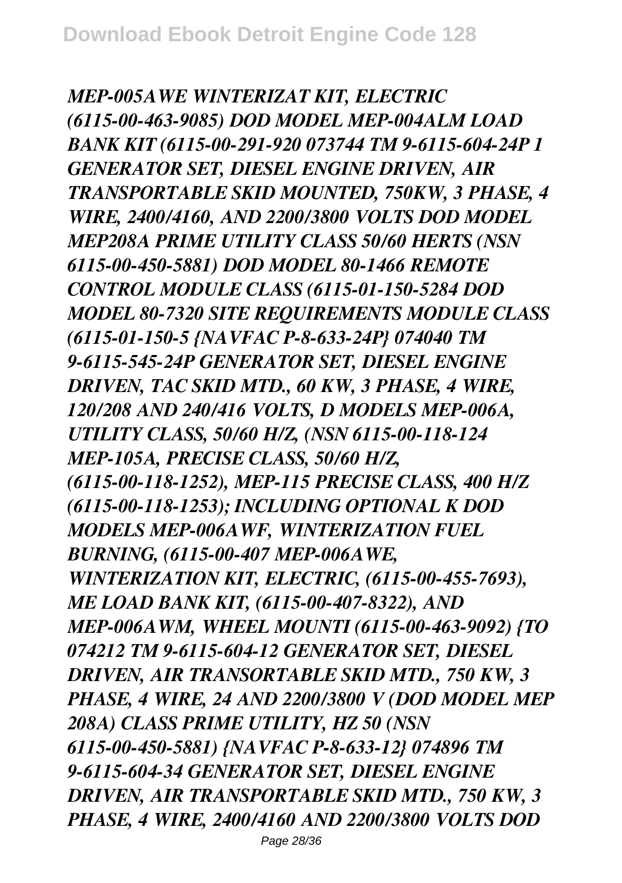*MEP-005AWE WINTERIZAT KIT, ELECTRIC (6115-00-463-9085) DOD MODEL MEP-004ALM LOAD BANK KIT (6115-00-291-920 073744 TM 9-6115-604-24P 1 GENERATOR SET, DIESEL ENGINE DRIVEN, AIR TRANSPORTABLE SKID MOUNTED, 750KW, 3 PHASE, 4 WIRE, 2400/4160, AND 2200/3800 VOLTS DOD MODEL MEP208A PRIME UTILITY CLASS 50/60 HERTS (NSN 6115-00-450-5881) DOD MODEL 80-1466 REMOTE CONTROL MODULE CLASS (6115-01-150-5284 DOD MODEL 80-7320 SITE REQUIREMENTS MODULE CLASS (6115-01-150-5 {NAVFAC P-8-633-24P} 074040 TM 9-6115-545-24P GENERATOR SET, DIESEL ENGINE DRIVEN, TAC SKID MTD., 60 KW, 3 PHASE, 4 WIRE, 120/208 AND 240/416 VOLTS, D MODELS MEP-006A, UTILITY CLASS, 50/60 H/Z, (NSN 6115-00-118-124 MEP-105A, PRECISE CLASS, 50/60 H/Z, (6115-00-118-1252), MEP-115 PRECISE CLASS, 400 H/Z (6115-00-118-1253); INCLUDING OPTIONAL K DOD MODELS MEP-006AWF, WINTERIZATION FUEL BURNING, (6115-00-407 MEP-006AWE, WINTERIZATION KIT, ELECTRIC, (6115-00-455-7693), ME LOAD BANK KIT, (6115-00-407-8322), AND MEP-006AWM, WHEEL MOUNTI (6115-00-463-9092) {TO 074212 TM 9-6115-604-12 GENERATOR SET, DIESEL DRIVEN, AIR TRANSORTABLE SKID MTD., 750 KW, 3 PHASE, 4 WIRE, 24 AND 2200/3800 V (DOD MODEL MEP 208A) CLASS PRIME UTILITY, HZ 50 (NSN 6115-00-450-5881) {NAVFAC P-8-633-12} 074896 TM 9-6115-604-34 GENERATOR SET, DIESEL ENGINE DRIVEN, AIR TRANSPORTABLE SKID MTD., 750 KW, 3 PHASE, 4 WIRE, 2400/4160 AND 2200/3800 VOLTS DOD*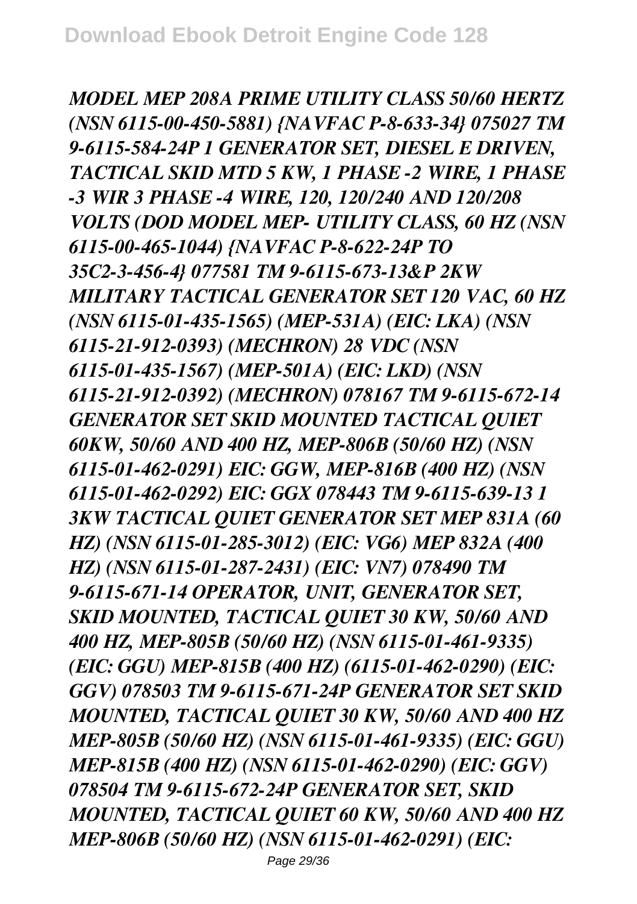*MODEL MEP 208A PRIME UTILITY CLASS 50/60 HERTZ (NSN 6115-00-450-5881) {NAVFAC P-8-633-34} 075027 TM 9-6115-584-24P 1 GENERATOR SET, DIESEL E DRIVEN, TACTICAL SKID MTD 5 KW, 1 PHASE -2 WIRE, 1 PHASE -3 WIR 3 PHASE -4 WIRE, 120, 120/240 AND 120/208 VOLTS (DOD MODEL MEP- UTILITY CLASS, 60 HZ (NSN 6115-00-465-1044) {NAVFAC P-8-622-24P TO 35C2-3-456-4} 077581 TM 9-6115-673-13&P 2KW MILITARY TACTICAL GENERATOR SET 120 VAC, 60 HZ (NSN 6115-01-435-1565) (MEP-531A) (EIC: LKA) (NSN 6115-21-912-0393) (MECHRON) 28 VDC (NSN 6115-01-435-1567) (MEP-501A) (EIC: LKD) (NSN 6115-21-912-0392) (MECHRON) 078167 TM 9-6115-672-14 GENERATOR SET SKID MOUNTED TACTICAL QUIET 60KW, 50/60 AND 400 HZ, MEP-806B (50/60 HZ) (NSN 6115-01-462-0291) EIC: GGW, MEP-816B (400 HZ) (NSN 6115-01-462-0292) EIC: GGX 078443 TM 9-6115-639-13 1 3KW TACTICAL QUIET GENERATOR SET MEP 831A (60 HZ) (NSN 6115-01-285-3012) (EIC: VG6) MEP 832A (400 HZ) (NSN 6115-01-287-2431) (EIC: VN7) 078490 TM 9-6115-671-14 OPERATOR, UNIT, GENERATOR SET, SKID MOUNTED, TACTICAL QUIET 30 KW, 50/60 AND 400 HZ, MEP-805B (50/60 HZ) (NSN 6115-01-461-9335) (EIC: GGU) MEP-815B (400 HZ) (6115-01-462-0290) (EIC: GGV) 078503 TM 9-6115-671-24P GENERATOR SET SKID MOUNTED, TACTICAL QUIET 30 KW, 50/60 AND 400 HZ MEP-805B (50/60 HZ) (NSN 6115-01-461-9335) (EIC: GGU) MEP-815B (400 HZ) (NSN 6115-01-462-0290) (EIC: GGV) 078504 TM 9-6115-672-24P GENERATOR SET, SKID MOUNTED, TACTICAL QUIET 60 KW, 50/60 AND 400 HZ MEP-806B (50/60 HZ) (NSN 6115-01-462-0291) (EIC:*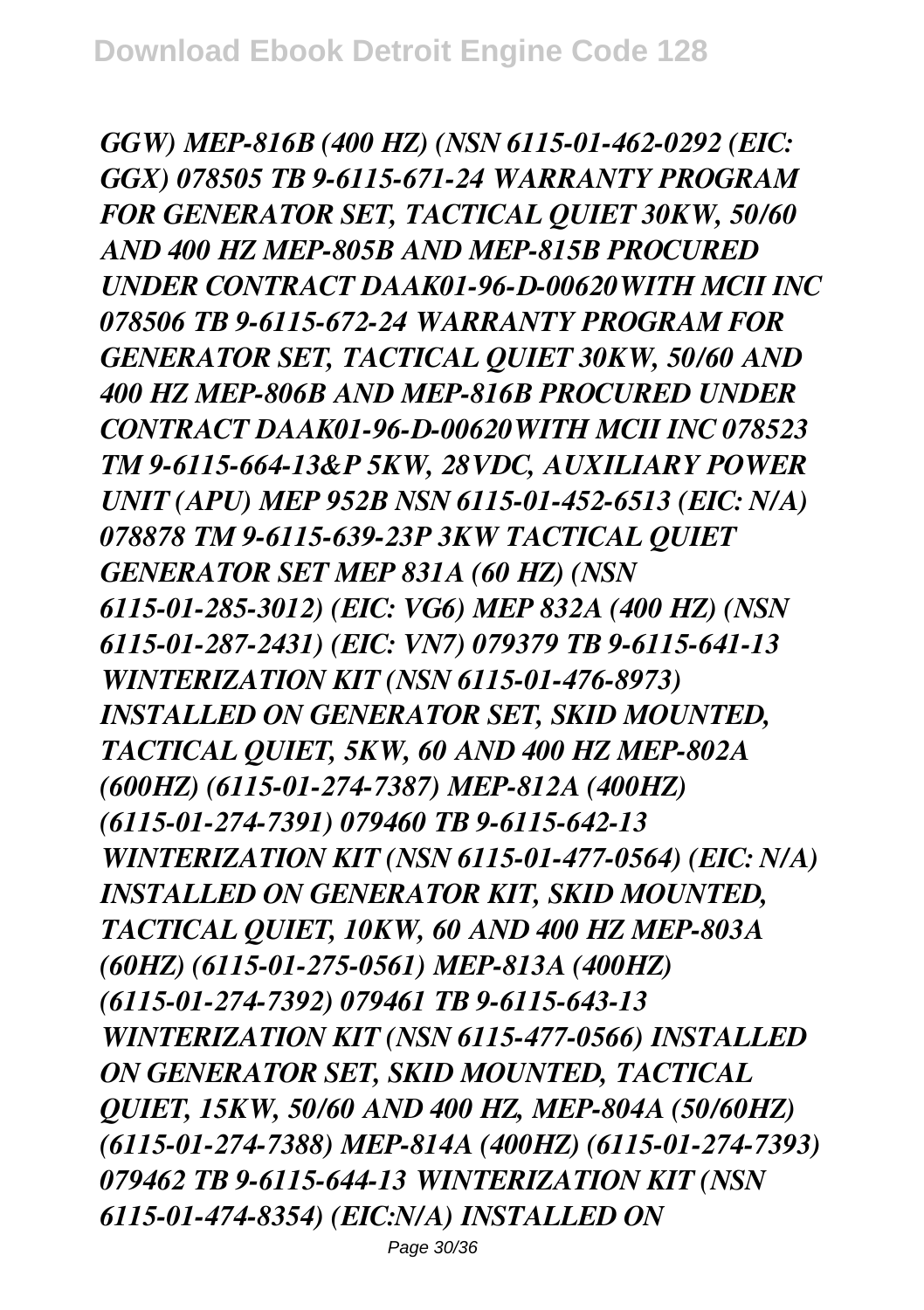*GGW) MEP-816B (400 HZ) (NSN 6115-01-462-0292 (EIC: GGX) 078505 TB 9-6115-671-24 WARRANTY PROGRAM FOR GENERATOR SET, TACTICAL QUIET 30KW, 50/60 AND 400 HZ MEP-805B AND MEP-815B PROCURED UNDER CONTRACT DAAK01-96-D-00620WITH MCII INC 078506 TB 9-6115-672-24 WARRANTY PROGRAM FOR GENERATOR SET, TACTICAL QUIET 30KW, 50/60 AND 400 HZ MEP-806B AND MEP-816B PROCURED UNDER CONTRACT DAAK01-96-D-00620WITH MCII INC 078523 TM 9-6115-664-13&P 5KW, 28VDC, AUXILIARY POWER UNIT (APU) MEP 952B NSN 6115-01-452-6513 (EIC: N/A) 078878 TM 9-6115-639-23P 3KW TACTICAL QUIET GENERATOR SET MEP 831A (60 HZ) (NSN 6115-01-285-3012) (EIC: VG6) MEP 832A (400 HZ) (NSN 6115-01-287-2431) (EIC: VN7) 079379 TB 9-6115-641-13 WINTERIZATION KIT (NSN 6115-01-476-8973) INSTALLED ON GENERATOR SET, SKID MOUNTED, TACTICAL QUIET, 5KW, 60 AND 400 HZ MEP-802A (600HZ) (6115-01-274-7387) MEP-812A (400HZ) (6115-01-274-7391) 079460 TB 9-6115-642-13 WINTERIZATION KIT (NSN 6115-01-477-0564) (EIC: N/A) INSTALLED ON GENERATOR KIT, SKID MOUNTED, TACTICAL QUIET, 10KW, 60 AND 400 HZ MEP-803A (60HZ) (6115-01-275-0561) MEP-813A (400HZ) (6115-01-274-7392) 079461 TB 9-6115-643-13 WINTERIZATION KIT (NSN 6115-477-0566) INSTALLED ON GENERATOR SET, SKID MOUNTED, TACTICAL QUIET, 15KW, 50/60 AND 400 HZ, MEP-804A (50/60HZ) (6115-01-274-7388) MEP-814A (400HZ) (6115-01-274-7393) 079462 TB 9-6115-644-13 WINTERIZATION KIT (NSN 6115-01-474-8354) (EIC:N/A) INSTALLED ON*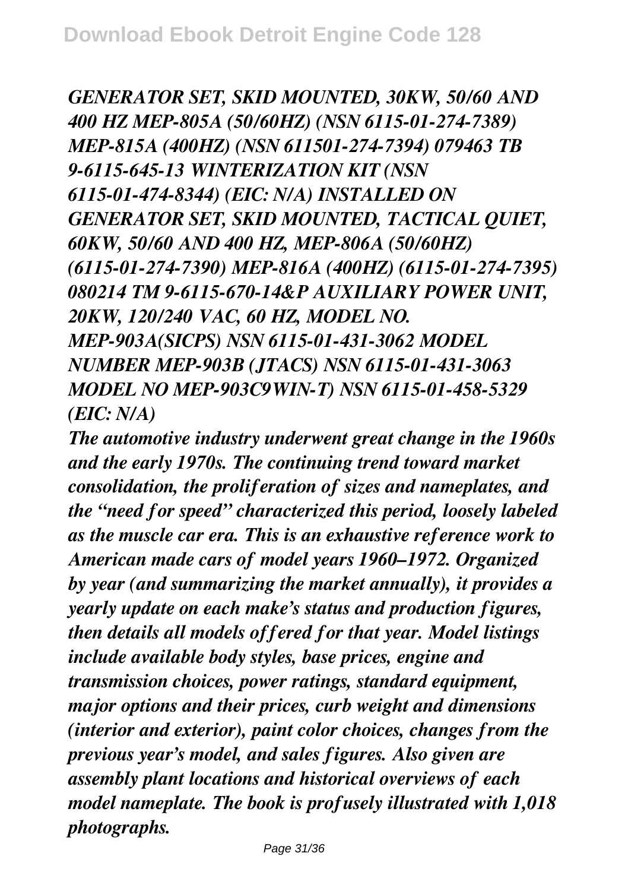*GENERATOR SET, SKID MOUNTED, 30KW, 50/60 AND 400 HZ MEP-805A (50/60HZ) (NSN 6115-01-274-7389) MEP-815A (400HZ) (NSN 611501-274-7394) 079463 TB 9-6115-645-13 WINTERIZATION KIT (NSN 6115-01-474-8344) (EIC: N/A) INSTALLED ON GENERATOR SET, SKID MOUNTED, TACTICAL QUIET, 60KW, 50/60 AND 400 HZ, MEP-806A (50/60HZ) (6115-01-274-7390) MEP-816A (400HZ) (6115-01-274-7395) 080214 TM 9-6115-670-14&P AUXILIARY POWER UNIT, 20KW, 120/240 VAC, 60 HZ, MODEL NO. MEP-903A(SICPS) NSN 6115-01-431-3062 MODEL NUMBER MEP-903B (JTACS) NSN 6115-01-431-3063 MODEL NO MEP-903C9WIN-T) NSN 6115-01-458-5329 (EIC: N/A)*

*The automotive industry underwent great change in the 1960s and the early 1970s. The continuing trend toward market consolidation, the proliferation of sizes and nameplates, and the "need for speed" characterized this period, loosely labeled as the muscle car era. This is an exhaustive reference work to American made cars of model years 1960–1972. Organized by year (and summarizing the market annually), it provides a yearly update on each make's status and production figures, then details all models offered for that year. Model listings include available body styles, base prices, engine and transmission choices, power ratings, standard equipment, major options and their prices, curb weight and dimensions (interior and exterior), paint color choices, changes from the previous year's model, and sales figures. Also given are assembly plant locations and historical overviews of each model nameplate. The book is profusely illustrated with 1,018 photographs.*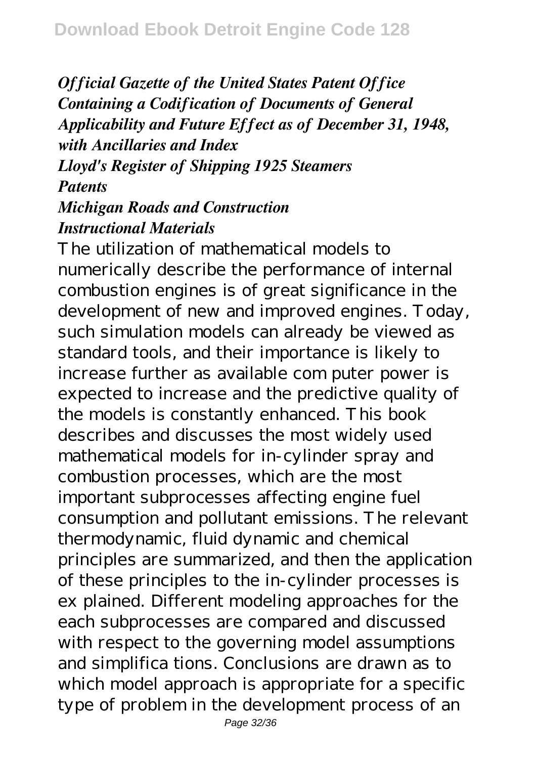*Official Gazette of the United States Patent Office*
*Containing a Codification of Documents of General Applicability and Future Effect as of December 31, 1948, with Ancillaries and Index*
*Lloyd's Register of Shipping 1925 Steamers*
*Patents*
*Michigan Roads and Construction*
*Instructional Materials*

The utilization of mathematical models to numerically describe the performance of internal combustion engines is of great significance in the development of new and improved engines. Today, such simulation models can already be viewed as standard tools, and their importance is likely to increase further as available com puter power is expected to increase and the predictive quality of the models is constantly enhanced. This book describes and discusses the most widely used mathematical models for in-cylinder spray and combustion processes, which are the most important subprocesses affecting engine fuel consumption and pollutant emissions. The relevant thermodynamic, fluid dynamic and chemical principles are summarized, and then the application of these principles to the in-cylinder processes is ex plained. Different modeling approaches for the each subprocesses are compared and discussed with respect to the governing model assumptions and simplifica tions. Conclusions are drawn as to which model approach is appropriate for a specific type of problem in the development process of an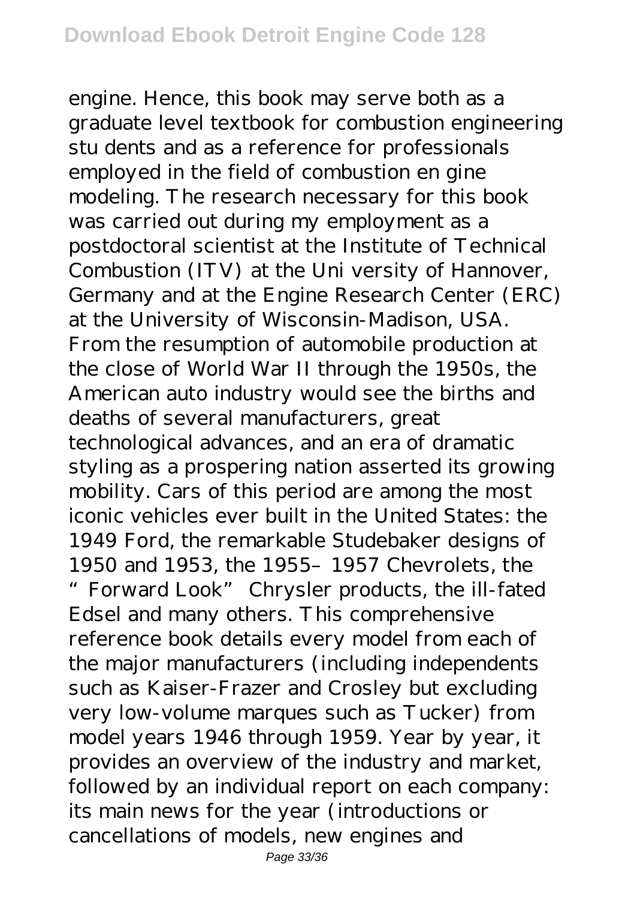engine. Hence, this book may serve both as a graduate level textbook for combustion engineering stu dents and as a reference for professionals employed in the field of combustion en gine modeling. The research necessary for this book was carried out during my employment as a postdoctoral scientist at the Institute of Technical Combustion (ITV) at the Uni versity of Hannover, Germany and at the Engine Research Center (ERC) at the University of Wisconsin-Madison, USA.
From the resumption of automobile production at the close of World War II through the 1950s, the American auto industry would see the births and deaths of several manufacturers, great technological advances, and an era of dramatic styling as a prospering nation asserted its growing mobility. Cars of this period are among the most iconic vehicles ever built in the United States: the 1949 Ford, the remarkable Studebaker designs of 1950 and 1953, the 1955–1957 Chevrolets, the "Forward Look" Chrysler products, the ill-fated Edsel and many others. This comprehensive reference book details every model from each of the major manufacturers (including independents such as Kaiser-Frazer and Crosley but excluding very low-volume marques such as Tucker) from model years 1946 through 1959. Year by year, it provides an overview of the industry and market, followed by an individual report on each company: its main news for the year (introductions or cancellations of models, new engines and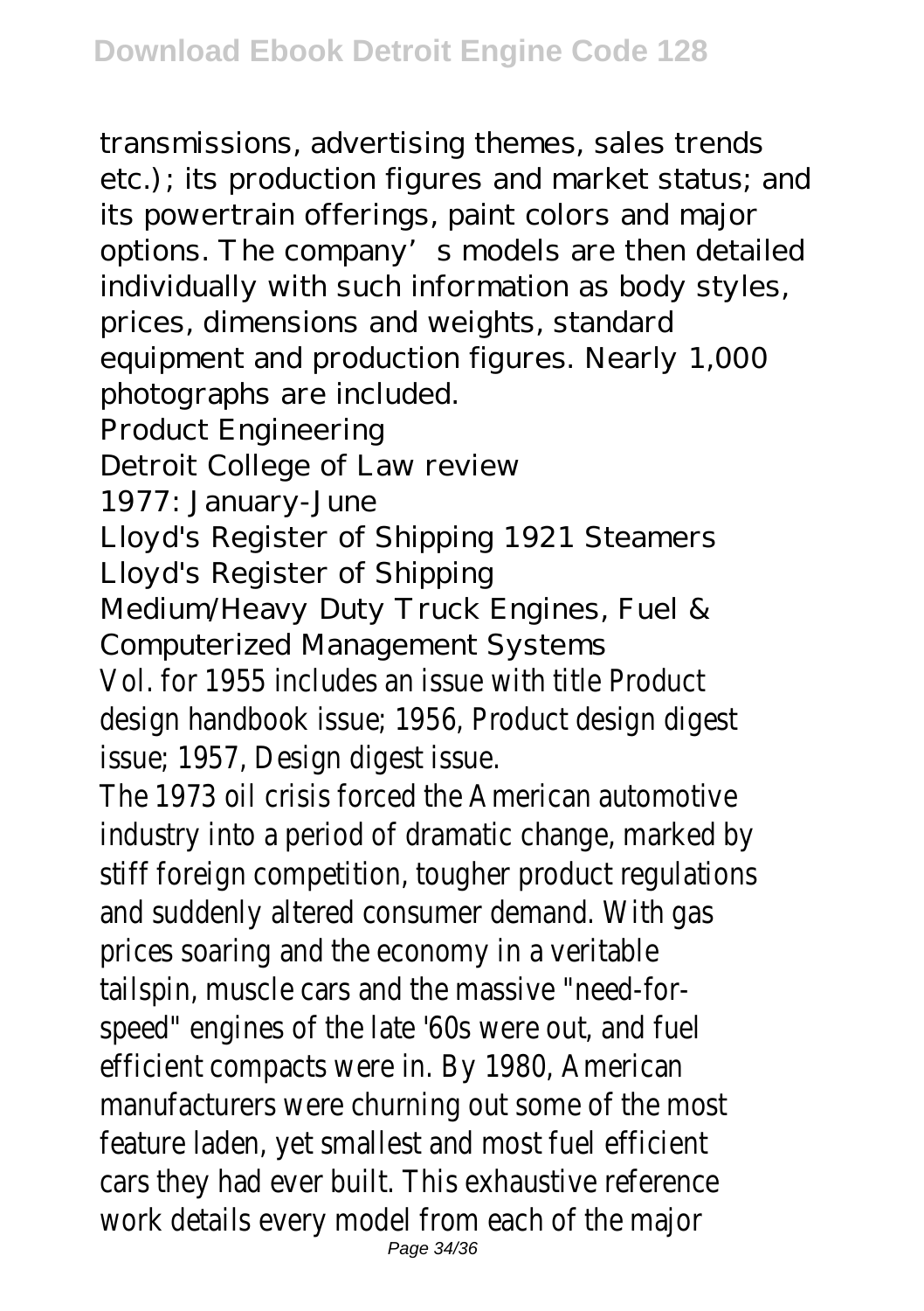transmissions, advertising themes, sales trends etc.); its production figures and market status; and its powertrain offerings, paint colors and major options. The company's models are then detailed individually with such information as body styles, prices, dimensions and weights, standard equipment and production figures. Nearly 1,000 photographs are included.

Product Engineering

Detroit College of Law review

1977: January-June

Lloyd's Register of Shipping 1921 Steamers

Lloyd's Register of Shipping

Medium/Heavy Duty Truck Engines, Fuel & Computerized Management Systems

Vol. for 1955 includes an issue with title Product design handbook issue; 1956, Product design digest issue; 1957, Design digest issue.

The 1973 oil crisis forced the American automotive industry into a period of dramatic change, marked by stiff foreign competition, tougher product regulations and suddenly altered consumer demand. With gas prices soaring and the economy in a veritable tailspin, muscle cars and the massive "need-for-speed" engines of the late '60s were out, and fuel efficient compacts were in. By 1980, American manufacturers were churning out some of the most feature laden, yet smallest and most fuel efficient cars they had ever built. This exhaustive reference work details every model from each of the major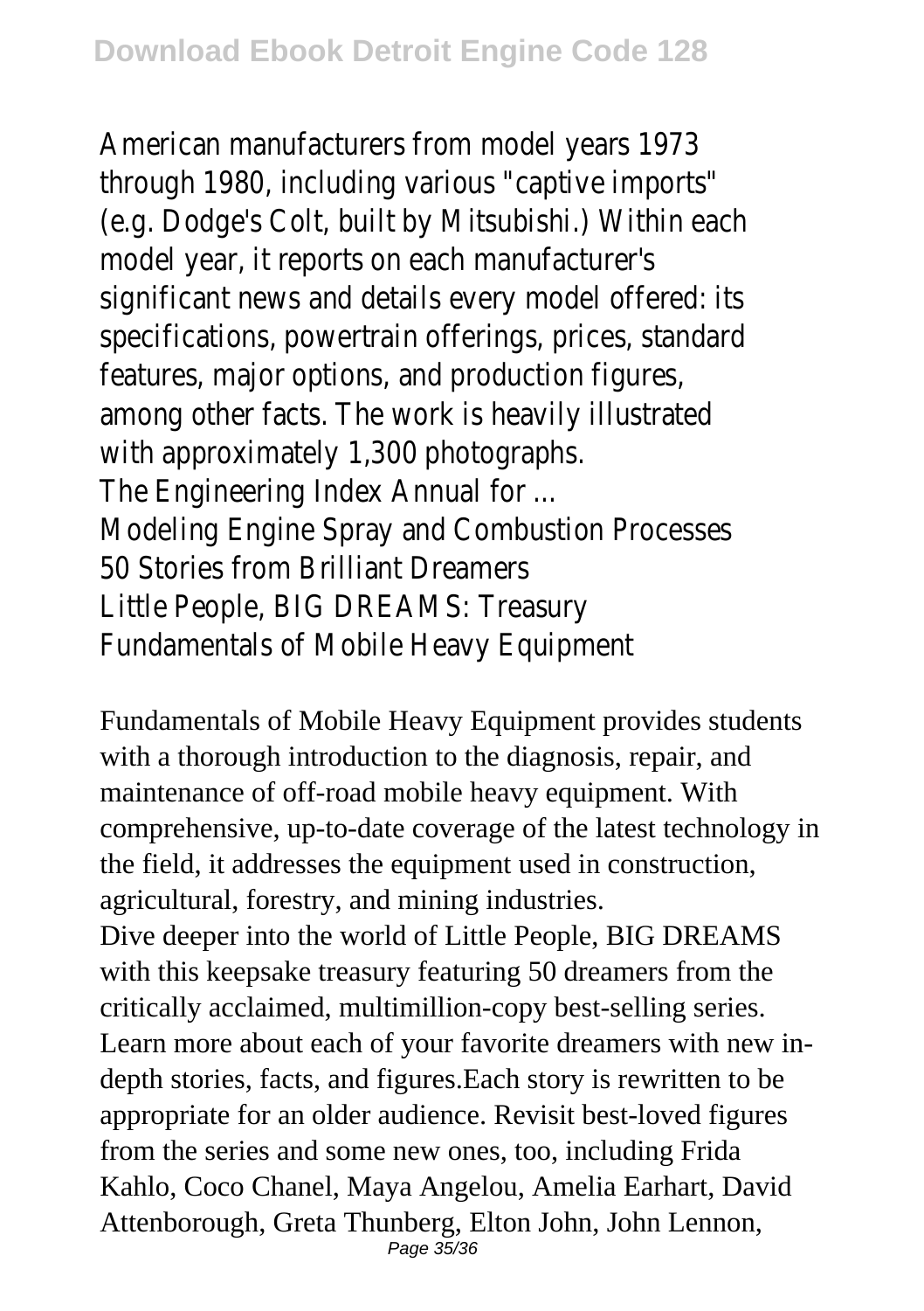American manufacturers from model years 1973 through 1980, including various "captive imports" (e.g. Dodge's Colt, built by Mitsubishi.) Within each model year, it reports on each manufacturer's significant news and details every model offered: its specifications, powertrain offerings, prices, standard features, major options, and production figures, among other facts. The work is heavily illustrated with approximately 1,300 photographs.

The Engineering Index Annual for ...

Modeling Engine Spray and Combustion Processes

50 Stories from Brilliant Dreamers

Little People, BIG DREAMS: Treasury

Fundamentals of Mobile Heavy Equipment

Fundamentals of Mobile Heavy Equipment provides students with a thorough introduction to the diagnosis, repair, and maintenance of off-road mobile heavy equipment. With comprehensive, up-to-date coverage of the latest technology in the field, it addresses the equipment used in construction, agricultural, forestry, and mining industries.

Dive deeper into the world of Little People, BIG DREAMS with this keepsake treasury featuring 50 dreamers from the critically acclaimed, multimillion-copy best-selling series. Learn more about each of your favorite dreamers with new in-depth stories, facts, and figures.Each story is rewritten to be appropriate for an older audience. Revisit best-loved figures from the series and some new ones, too, including Frida Kahlo, Coco Chanel, Maya Angelou, Amelia Earhart, David Attenborough, Greta Thunberg, Elton John, John Lennon,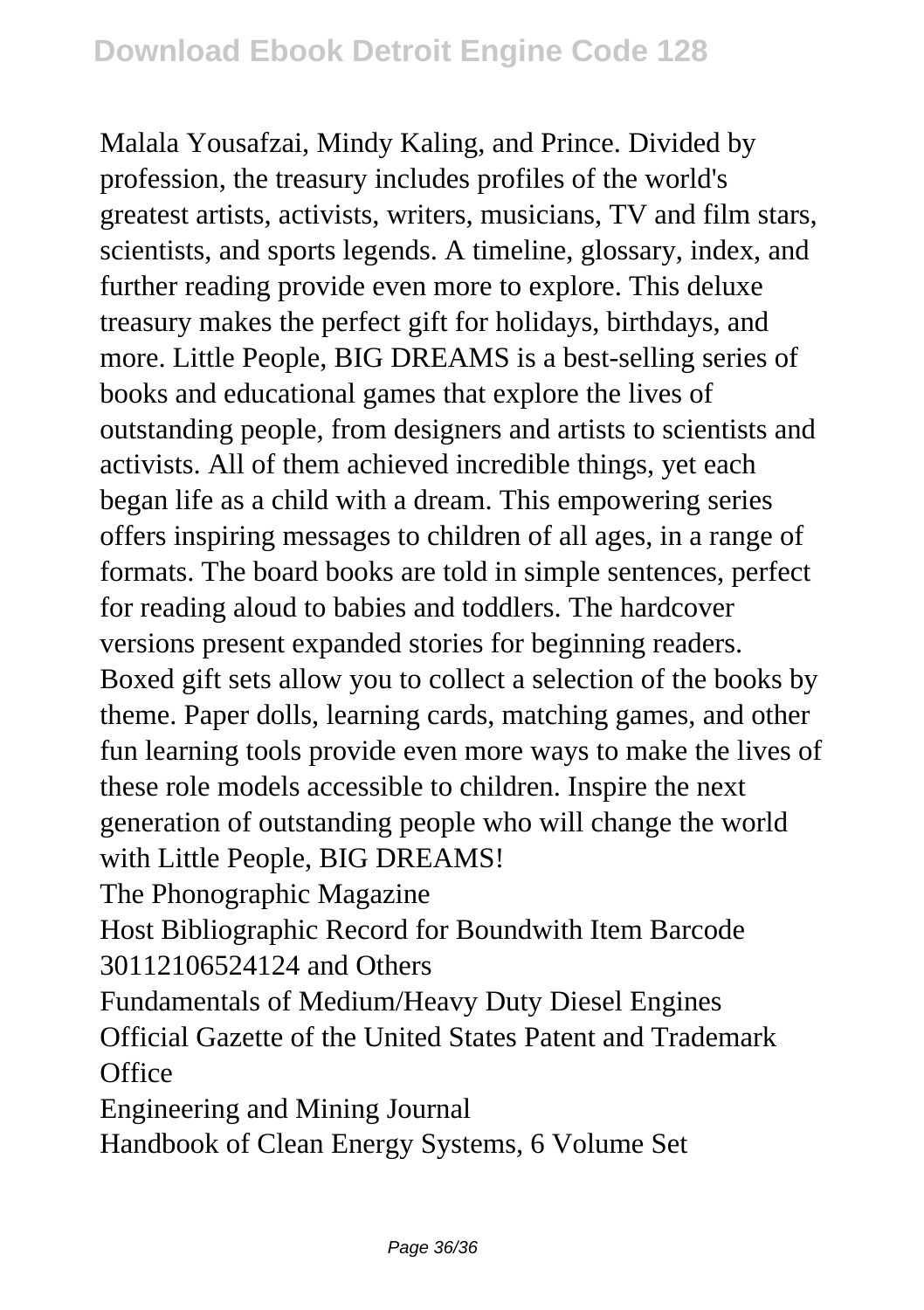Malala Yousafzai, Mindy Kaling, and Prince. Divided by profession, the treasury includes profiles of the world's greatest artists, activists, writers, musicians, TV and film stars, scientists, and sports legends. A timeline, glossary, index, and further reading provide even more to explore. This deluxe treasury makes the perfect gift for holidays, birthdays, and more. Little People, BIG DREAMS is a best-selling series of books and educational games that explore the lives of outstanding people, from designers and artists to scientists and activists. All of them achieved incredible things, yet each began life as a child with a dream. This empowering series offers inspiring messages to children of all ages, in a range of formats. The board books are told in simple sentences, perfect for reading aloud to babies and toddlers. The hardcover versions present expanded stories for beginning readers. Boxed gift sets allow you to collect a selection of the books by theme. Paper dolls, learning cards, matching games, and other fun learning tools provide even more ways to make the lives of these role models accessible to children. Inspire the next generation of outstanding people who will change the world with Little People, BIG DREAMS!

The Phonographic Magazine

Host Bibliographic Record for Boundwith Item Barcode 30112106524124 and Others

Fundamentals of Medium/Heavy Duty Diesel Engines

Official Gazette of the United States Patent and Trademark Office

Engineering and Mining Journal

Handbook of Clean Energy Systems, 6 Volume Set